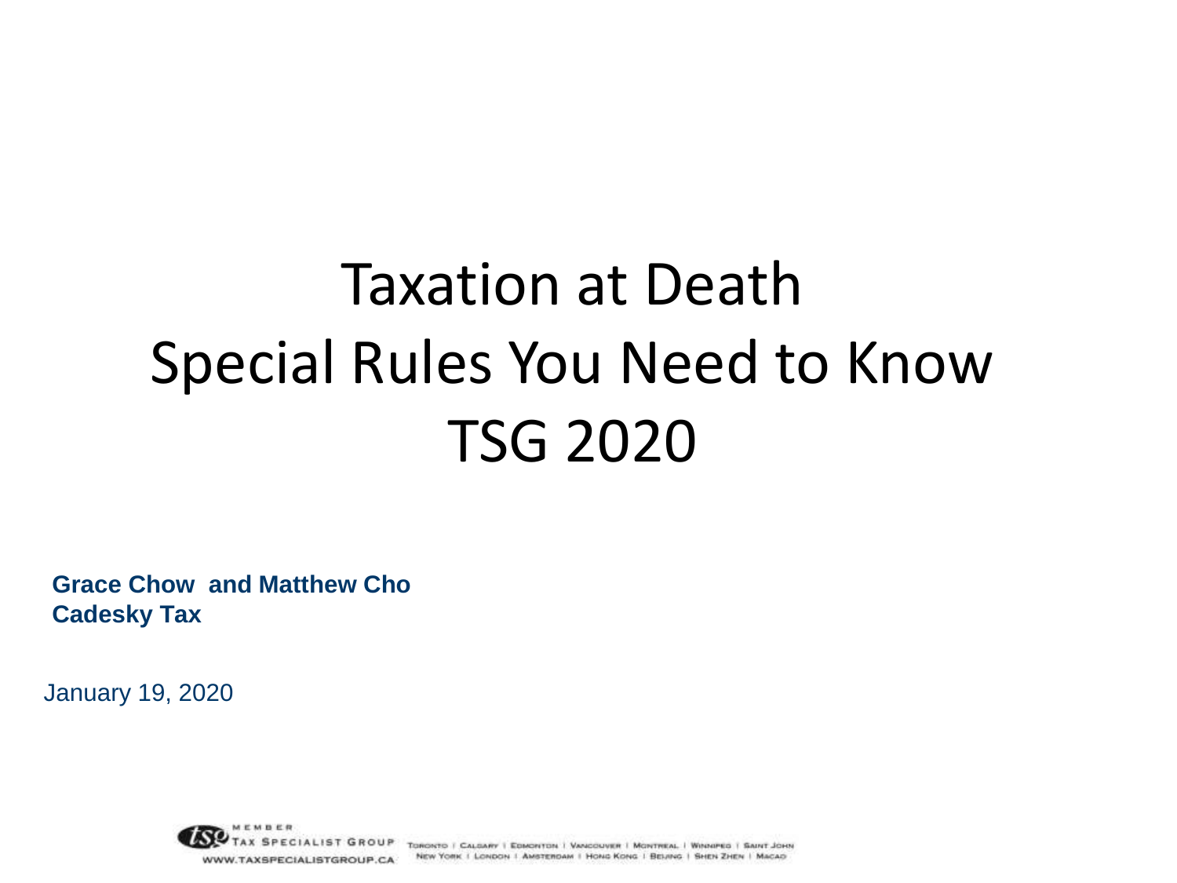# Taxation at Death
# Special Rules You Need to Know
# TSG 2020

**Grace Chow and Matthew Cho**
**Cadesky Tax**

January 19, 2020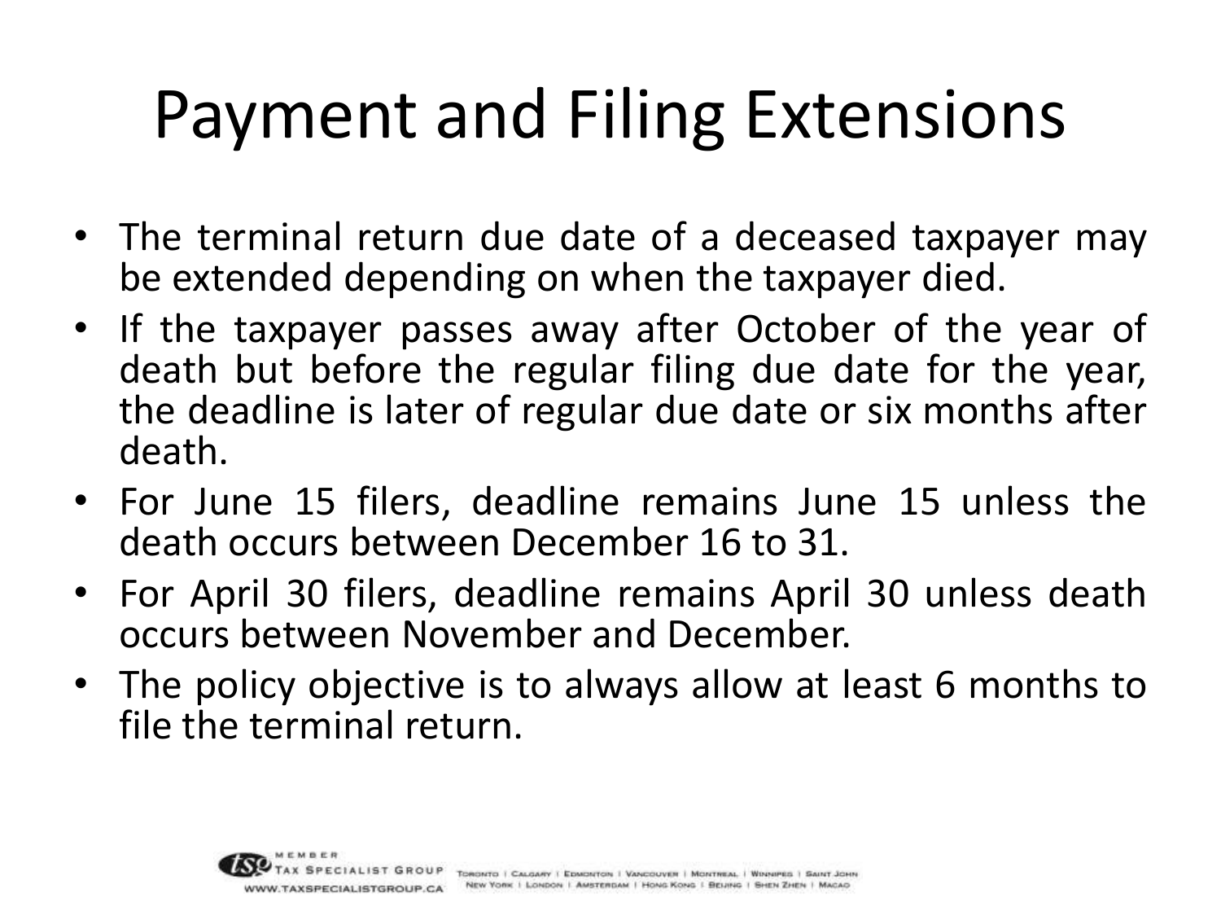# Payment and Filing Extensions

- The terminal return due date of a deceased taxpayer may be extended depending on when the taxpayer died.
- If the taxpayer passes away after October of the year of death but before the regular filing due date for the year, the deadline is later of regular due date or six months after death.
- For June 15 filers, deadline remains June 15 unless the death occurs between December 16 to 31.
- For April 30 filers, deadline remains April 30 unless death occurs between November and December.
- The policy objective is to always allow at least 6 months to file the terminal return.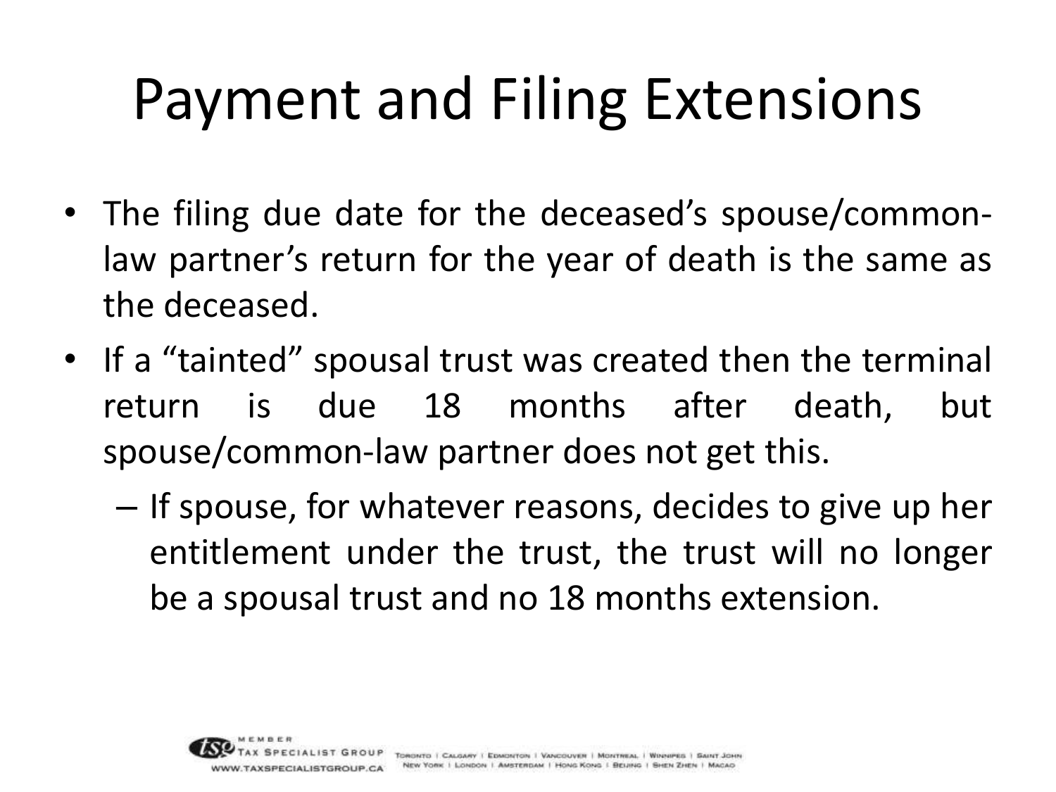# Payment and Filing Extensions

- The filing due date for the deceased's spouse/common-law partner's return for the year of death is the same as the deceased.
- If a "tainted" spousal trust was created then the terminal return is due 18 months after death, but spouse/common-law partner does not get this.
  - If spouse, for whatever reasons, decides to give up her entitlement under the trust, the trust will no longer be a spousal trust and no 18 months extension.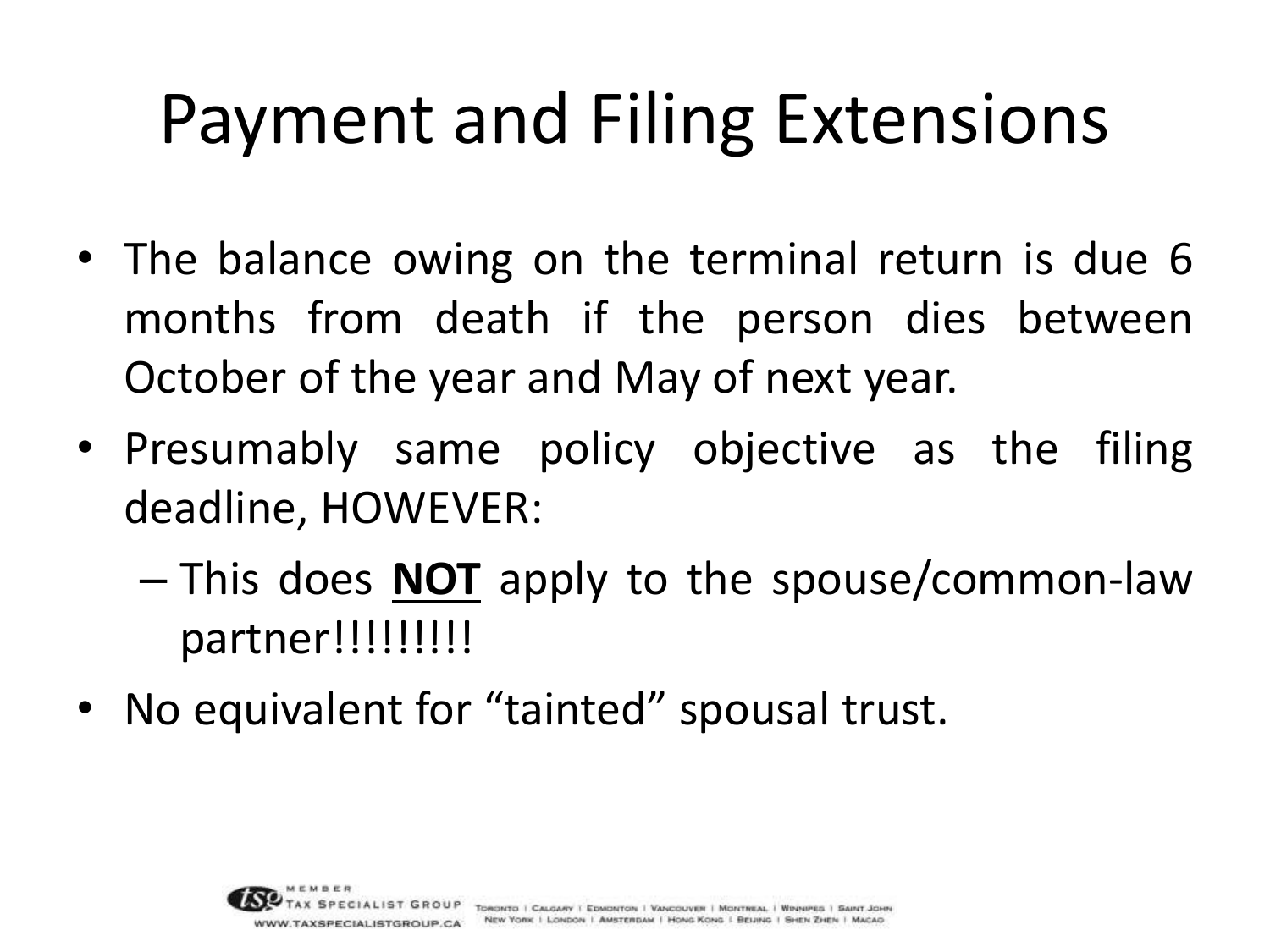# Payment and Filing Extensions

- The balance owing on the terminal return is due 6 months from death if the person dies between October of the year and May of next year.
- Presumably same policy objective as the filing deadline, HOWEVER:
  - This does **NOT** apply to the spouse/common-law partner!!!!!!!!!
- No equivalent for “tainted” spousal trust.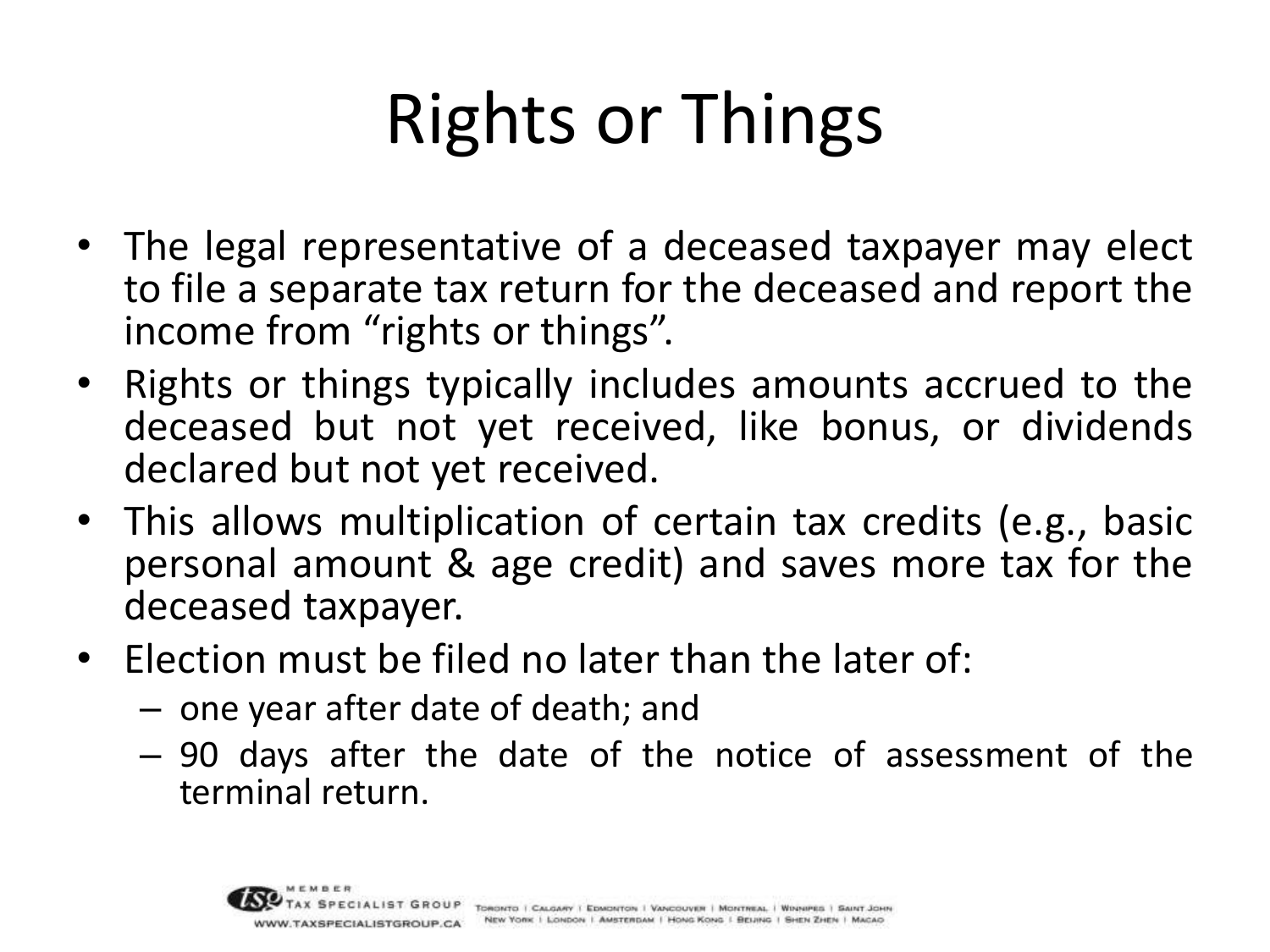# Rights or Things

- The legal representative of a deceased taxpayer may elect to file a separate tax return for the deceased and report the income from "rights or things".
- Rights or things typically includes amounts accrued to the deceased but not yet received, like bonus, or dividends declared but not yet received.
- This allows multiplication of certain tax credits (e.g., basic personal amount & age credit) and saves more tax for the deceased taxpayer.
- Election must be filed no later than the later of:
  - one year after date of death; and
  - 90 days after the date of the notice of assessment of the terminal return.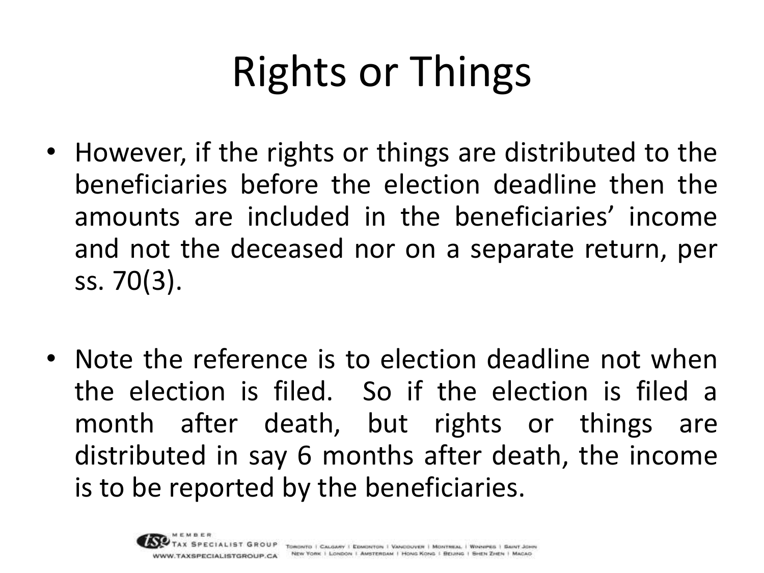# Rights or Things

- However, if the rights or things are distributed to the beneficiaries before the election deadline then the amounts are included in the beneficiaries' income and not the deceased nor on a separate return, per ss. 70(3).

- Note the reference is to election deadline not when the election is filed. So if the election is filed a month after death, but rights or things are distributed in say 6 months after death, the income is to be reported by the beneficiaries.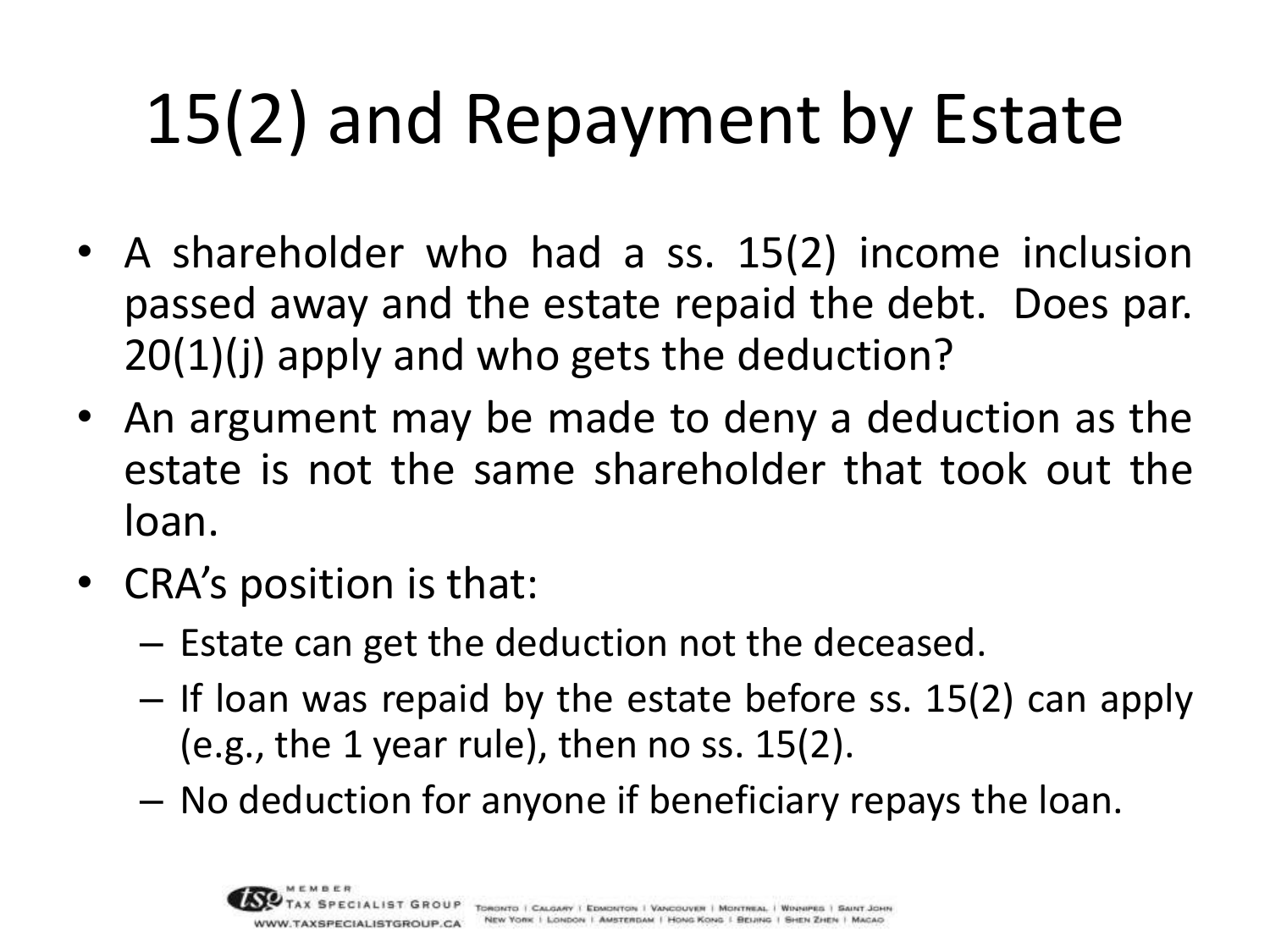# 15(2) and Repayment by Estate

- A shareholder who had a ss. 15(2) income inclusion passed away and the estate repaid the debt. Does par. 20(1)(j) apply and who gets the deduction?
- An argument may be made to deny a deduction as the estate is not the same shareholder that took out the loan.
- CRA's position is that:
  - Estate can get the deduction not the deceased.
  - If loan was repaid by the estate before ss. 15(2) can apply (e.g., the 1 year rule), then no ss. 15(2).
  - No deduction for anyone if beneficiary repays the loan.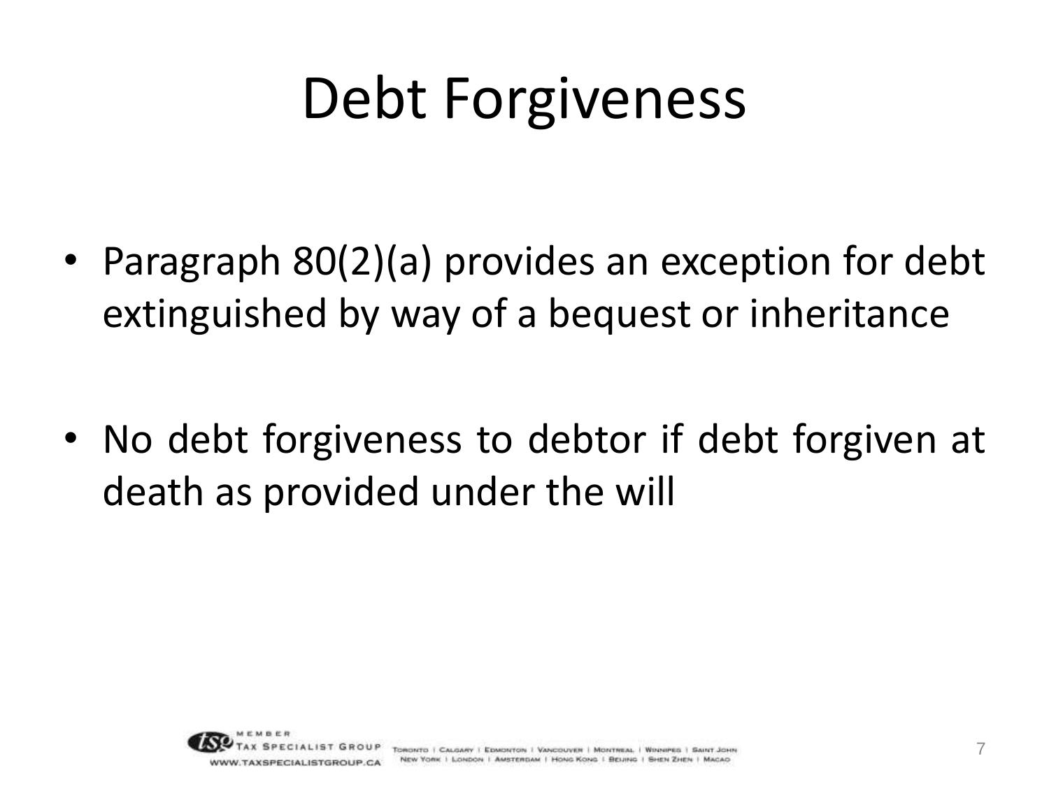# Debt Forgiveness

- Paragraph 80(2)(a) provides an exception for debt extinguished by way of a bequest or inheritance
- No debt forgiveness to debtor if debt forgiven at death as provided under the will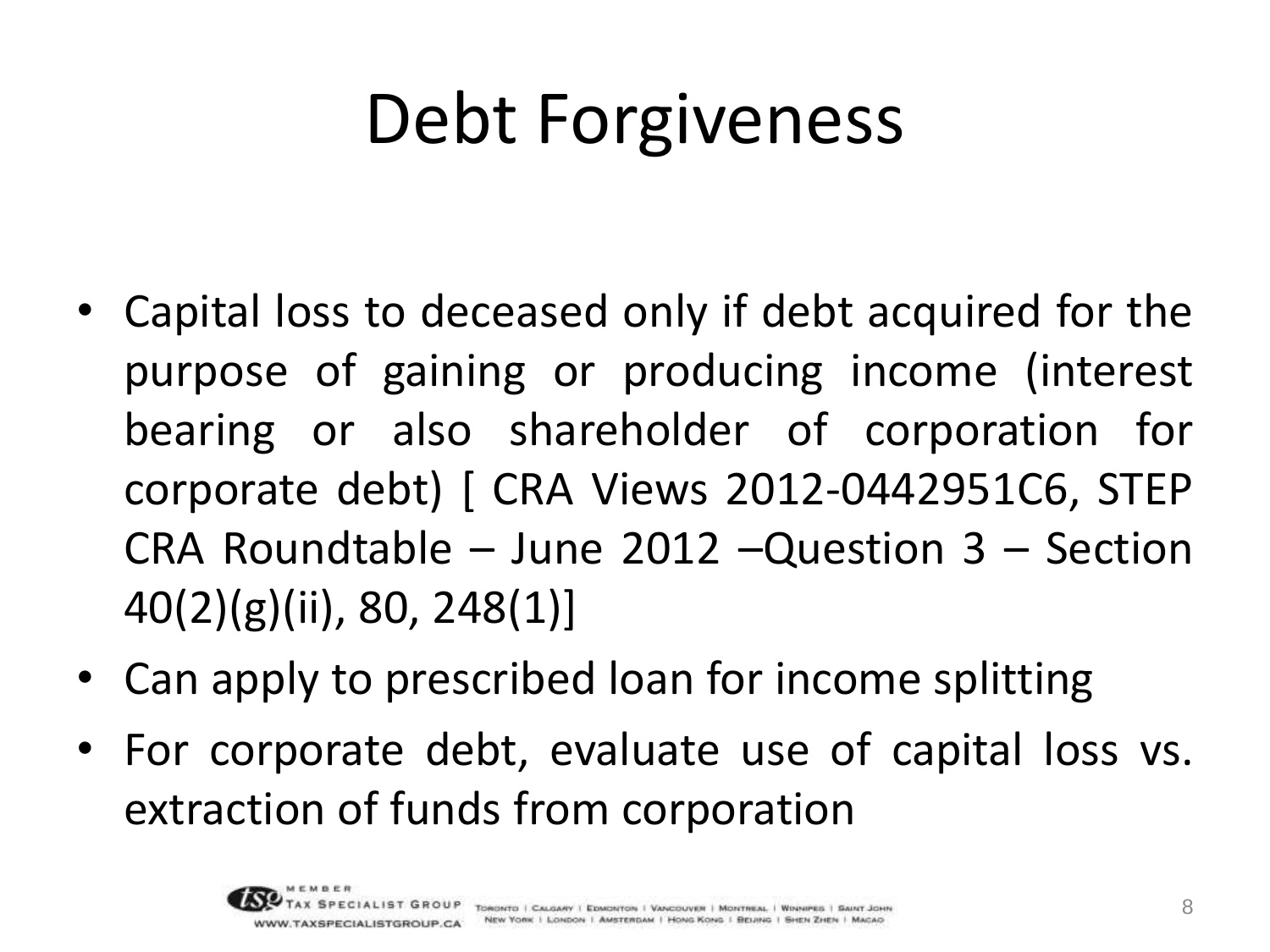# Debt Forgiveness

- Capital loss to deceased only if debt acquired for the purpose of gaining or producing income (interest bearing or also shareholder of corporation for corporate debt) [ CRA Views 2012-0442951C6, STEP CRA Roundtable – June 2012 –Question 3 – Section 40(2)(g)(ii), 80, 248(1)]
- Can apply to prescribed loan for income splitting
- For corporate debt, evaluate use of capital loss vs. extraction of funds from corporation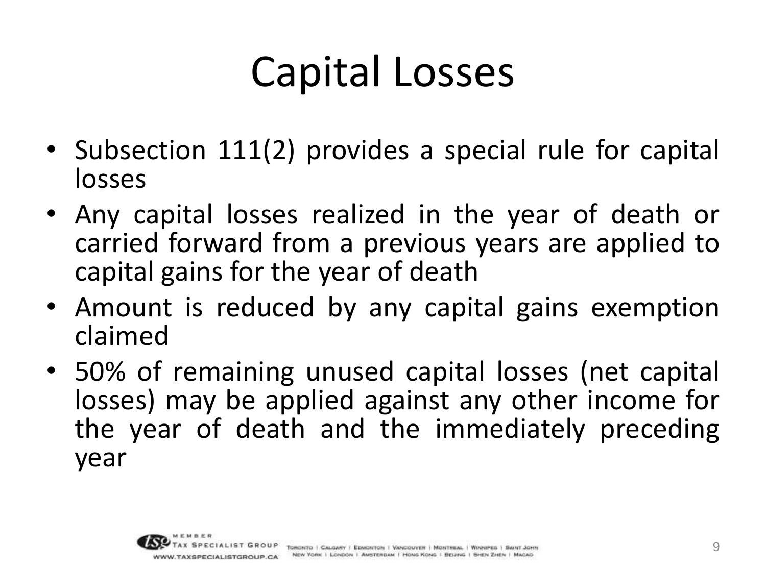# Capital Losses

- Subsection 111(2) provides a special rule for capital losses
- Any capital losses realized in the year of death or carried forward from a previous years are applied to capital gains for the year of death
- Amount is reduced by any capital gains exemption claimed
- 50% of remaining unused capital losses (net capital losses) may be applied against any other income for the year of death and the immediately preceding year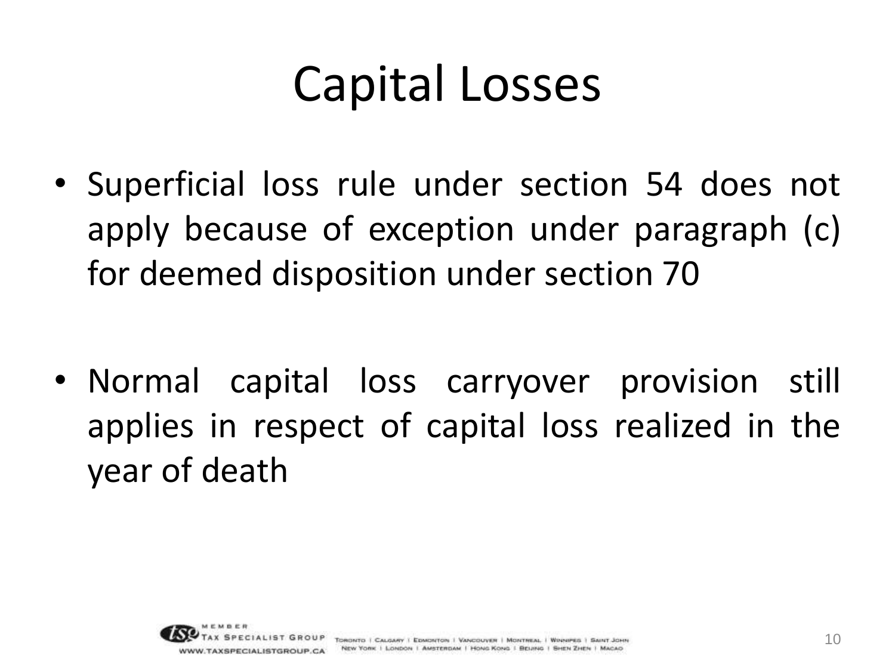# Capital Losses

- Superficial loss rule under section 54 does not apply because of exception under paragraph (c) for deemed disposition under section 70

- Normal capital loss carryover provision still applies in respect of capital loss realized in the year of death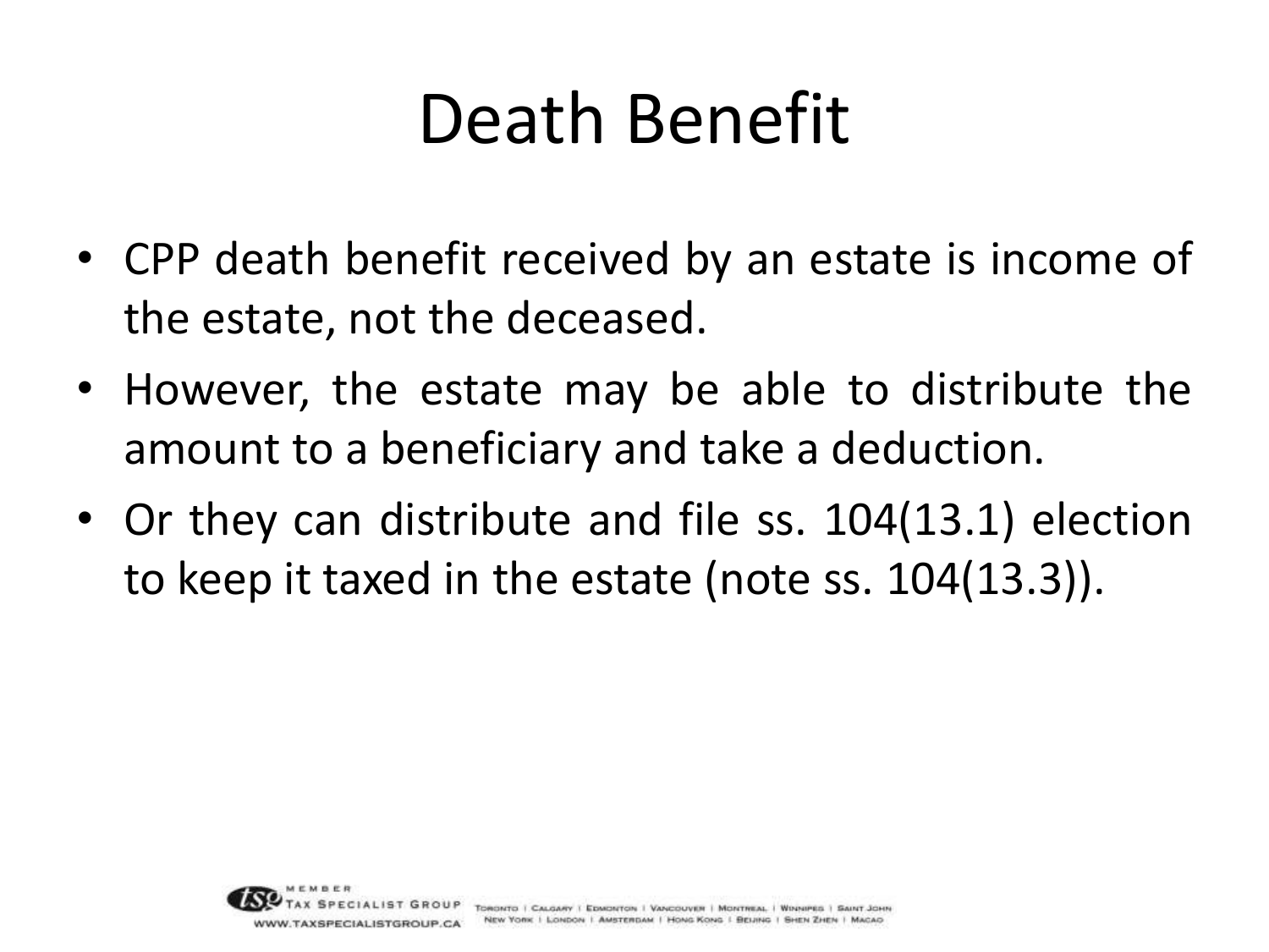# Death Benefit

- CPP death benefit received by an estate is income of the estate, not the deceased.
- However, the estate may be able to distribute the amount to a beneficiary and take a deduction.
- Or they can distribute and file ss. 104(13.1) election to keep it taxed in the estate (note ss. 104(13.3)).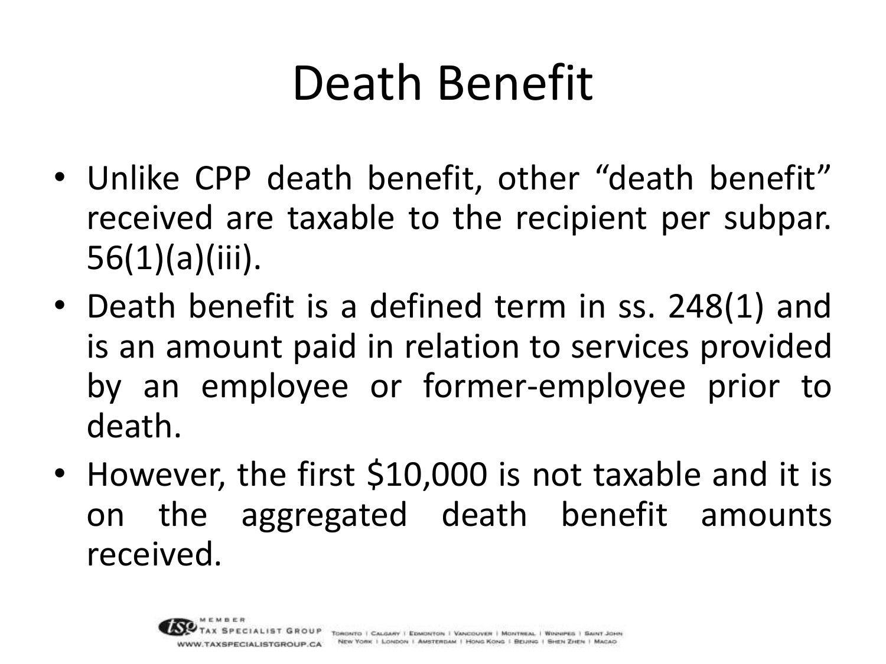# Death Benefit

- Unlike CPP death benefit, other "death benefit" received are taxable to the recipient per subpar. 56(1)(a)(iii).
- Death benefit is a defined term in ss. 248(1) and is an amount paid in relation to services provided by an employee or former-employee prior to death.
- However, the first $10,000 is not taxable and it is on the aggregated death benefit amounts received.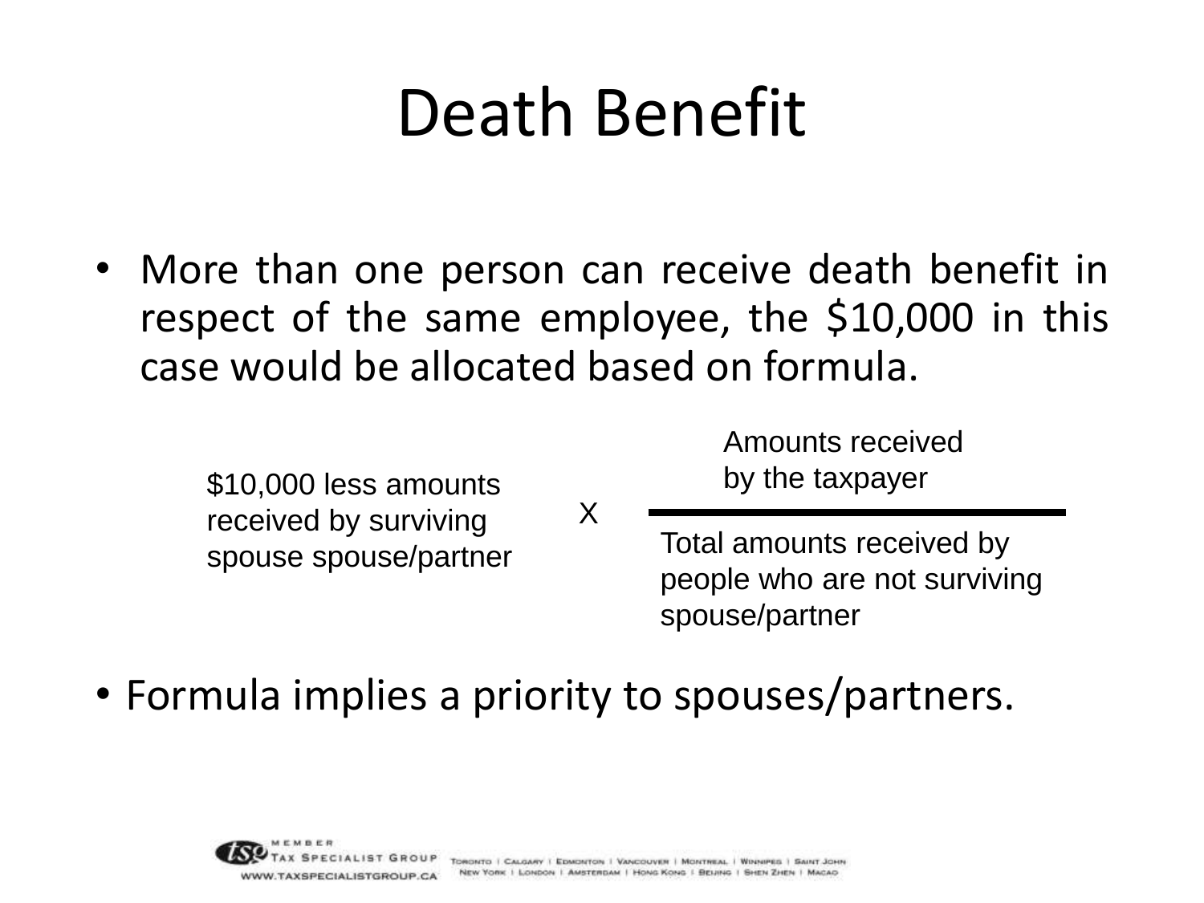# Death Benefit

- More than one person can receive death benefit in respect of the same employee, the $10,000 in this case would be allocated based on formula.

$$\text{\$10,000 less amounts received by surviving spouse spouse/partner} \times \frac{\text{Amounts received by the taxpayer}}{\text{Total amounts received by people who are not surviving spouse/partner}}$$

- Formula implies a priority to spouses/partners.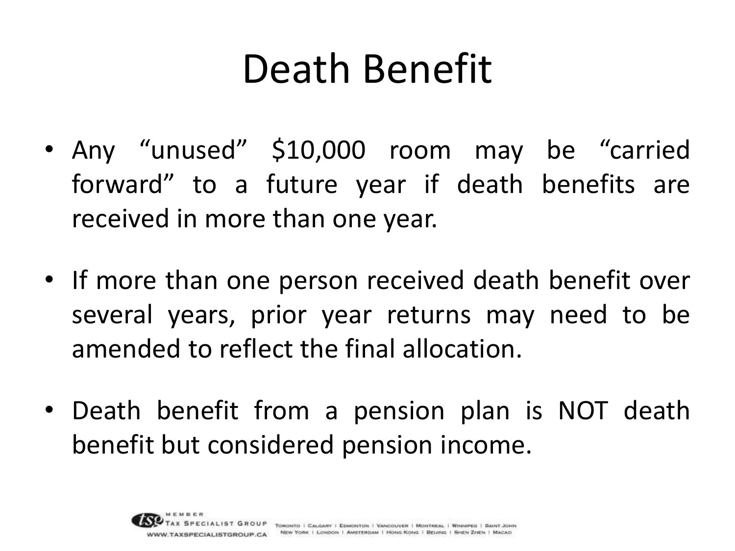# Death Benefit

- Any "unused" $10,000 room may be "carried forward" to a future year if death benefits are received in more than one year.
- If more than one person received death benefit over several years, prior year returns may need to be amended to reflect the final allocation.
- Death benefit from a pension plan is NOT death benefit but considered pension income.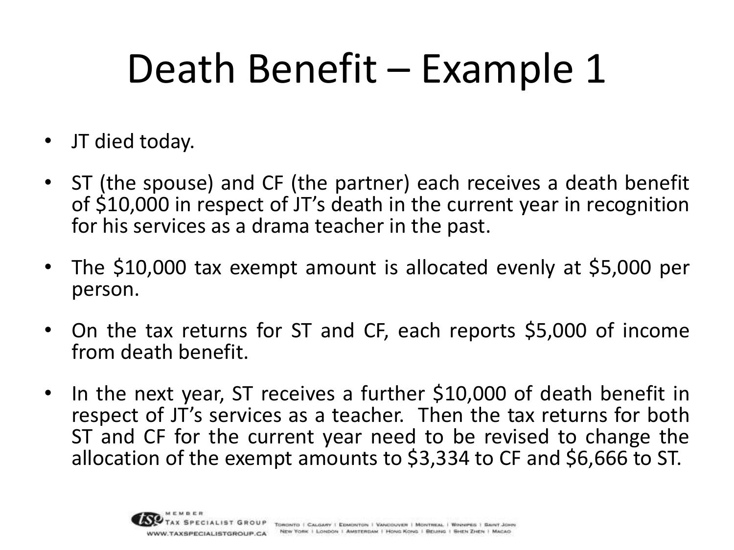# Death Benefit – Example 1

- JT died today.
- ST (the spouse) and CF (the partner) each receives a death benefit of $10,000 in respect of JT's death in the current year in recognition for his services as a drama teacher in the past.
- The $10,000 tax exempt amount is allocated evenly at $5,000 per person.
- On the tax returns for ST and CF, each reports $5,000 of income from death benefit.
- In the next year, ST receives a further $10,000 of death benefit in respect of JT's services as a teacher. Then the tax returns for both ST and CF for the current year need to be revised to change the allocation of the exempt amounts to $3,334 to CF and $6,666 to ST.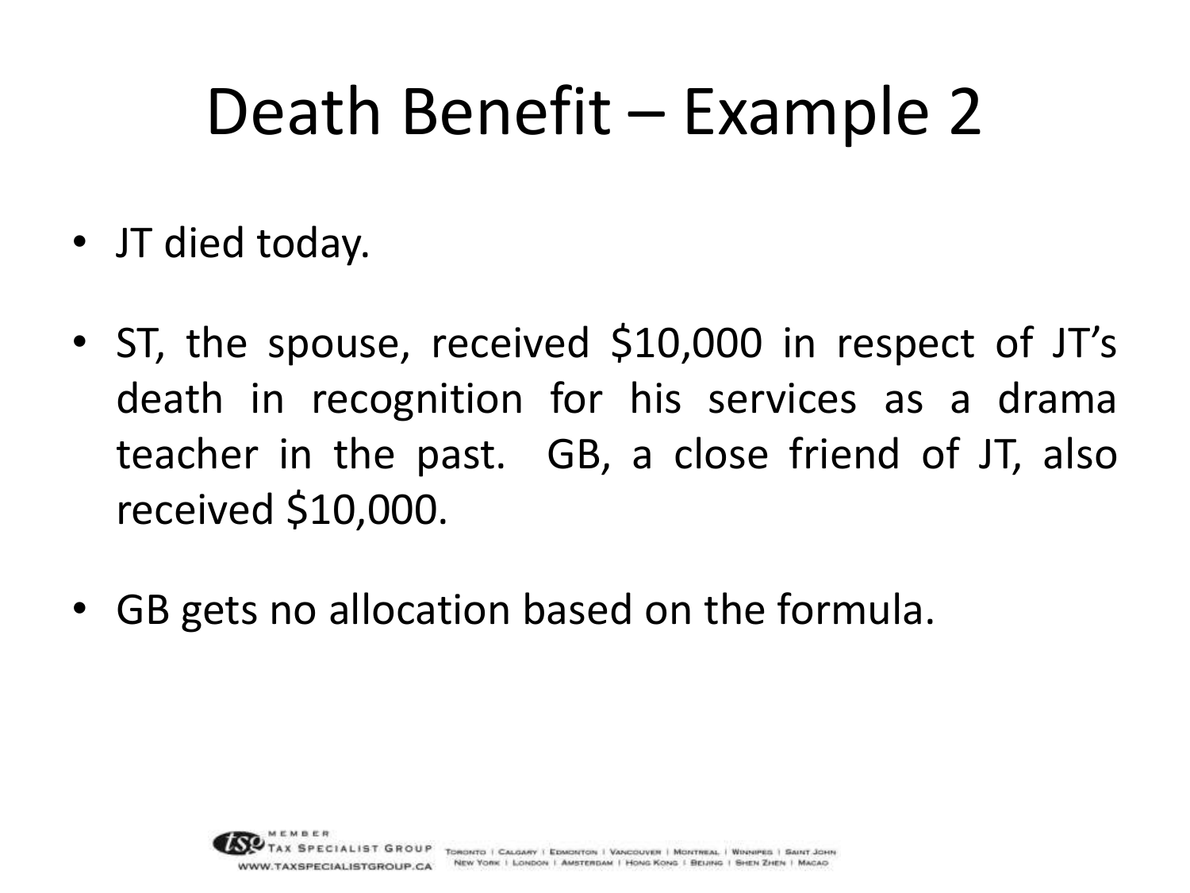# Death Benefit – Example 2

- JT died today.
- ST, the spouse, received $10,000 in respect of JT's death in recognition for his services as a drama teacher in the past. GB, a close friend of JT, also received $10,000.
- GB gets no allocation based on the formula.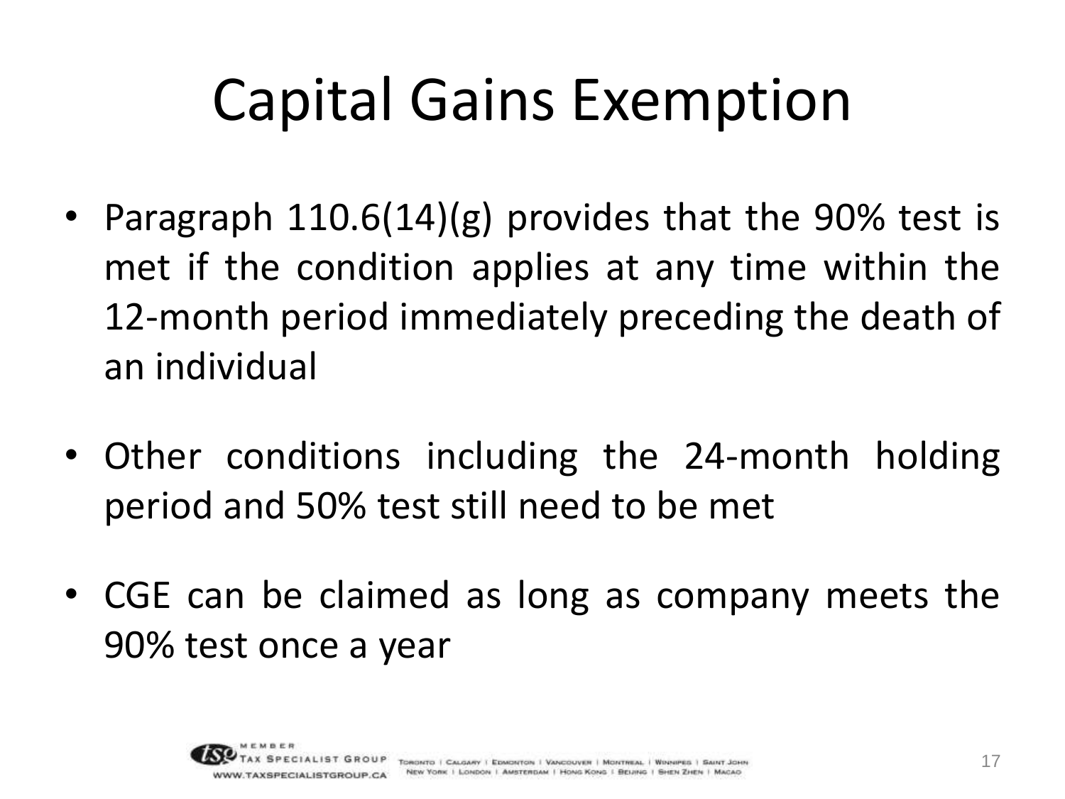# Capital Gains Exemption

- Paragraph 110.6(14)(g) provides that the 90% test is met if the condition applies at any time within the 12-month period immediately preceding the death of an individual
- Other conditions including the 24-month holding period and 50% test still need to be met
- CGE can be claimed as long as company meets the 90% test once a year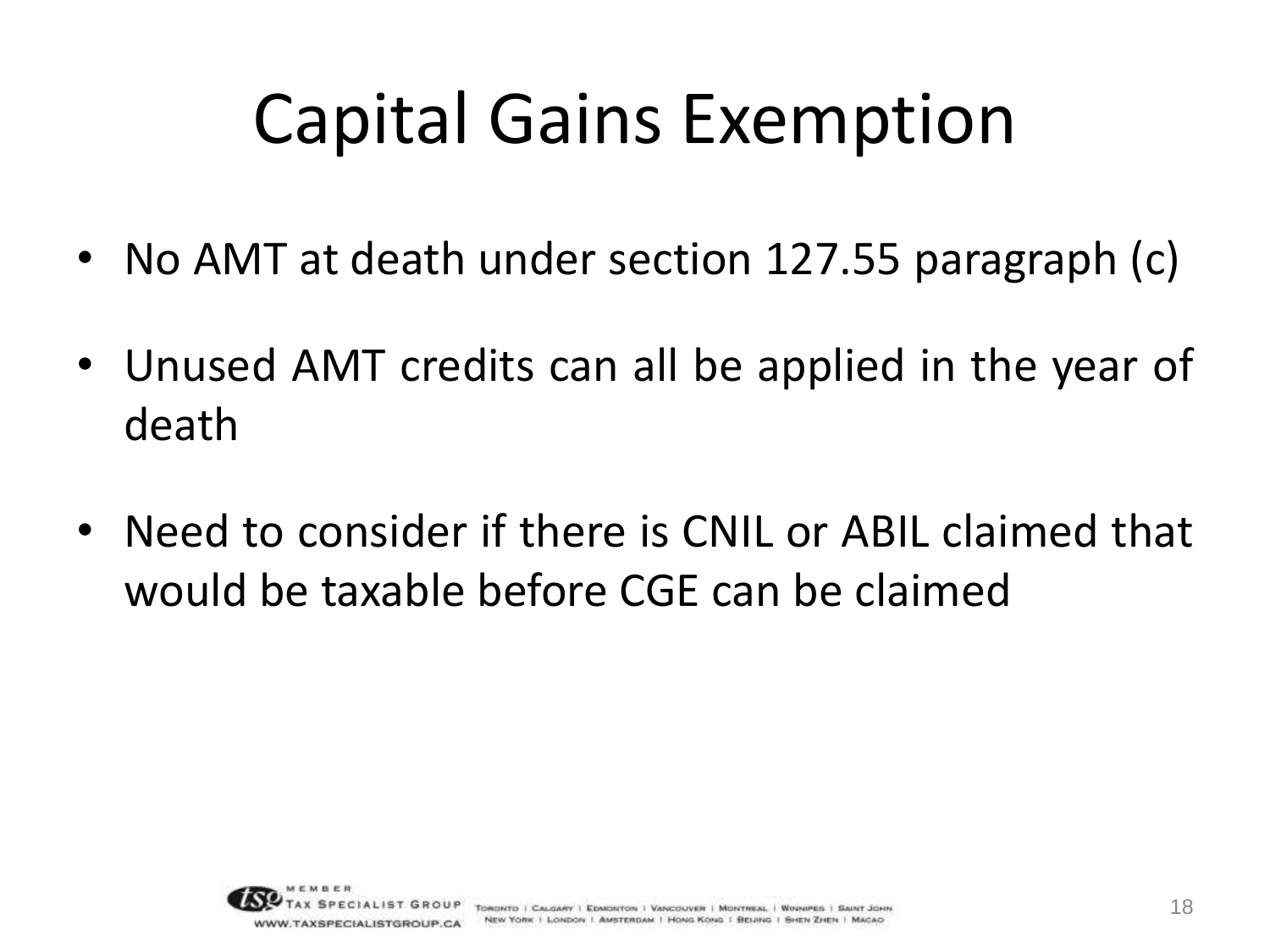# Capital Gains Exemption

- No AMT at death under section 127.55 paragraph (c)
- Unused AMT credits can all be applied in the year of death
- Need to consider if there is CNIL or ABIL claimed that would be taxable before CGE can be claimed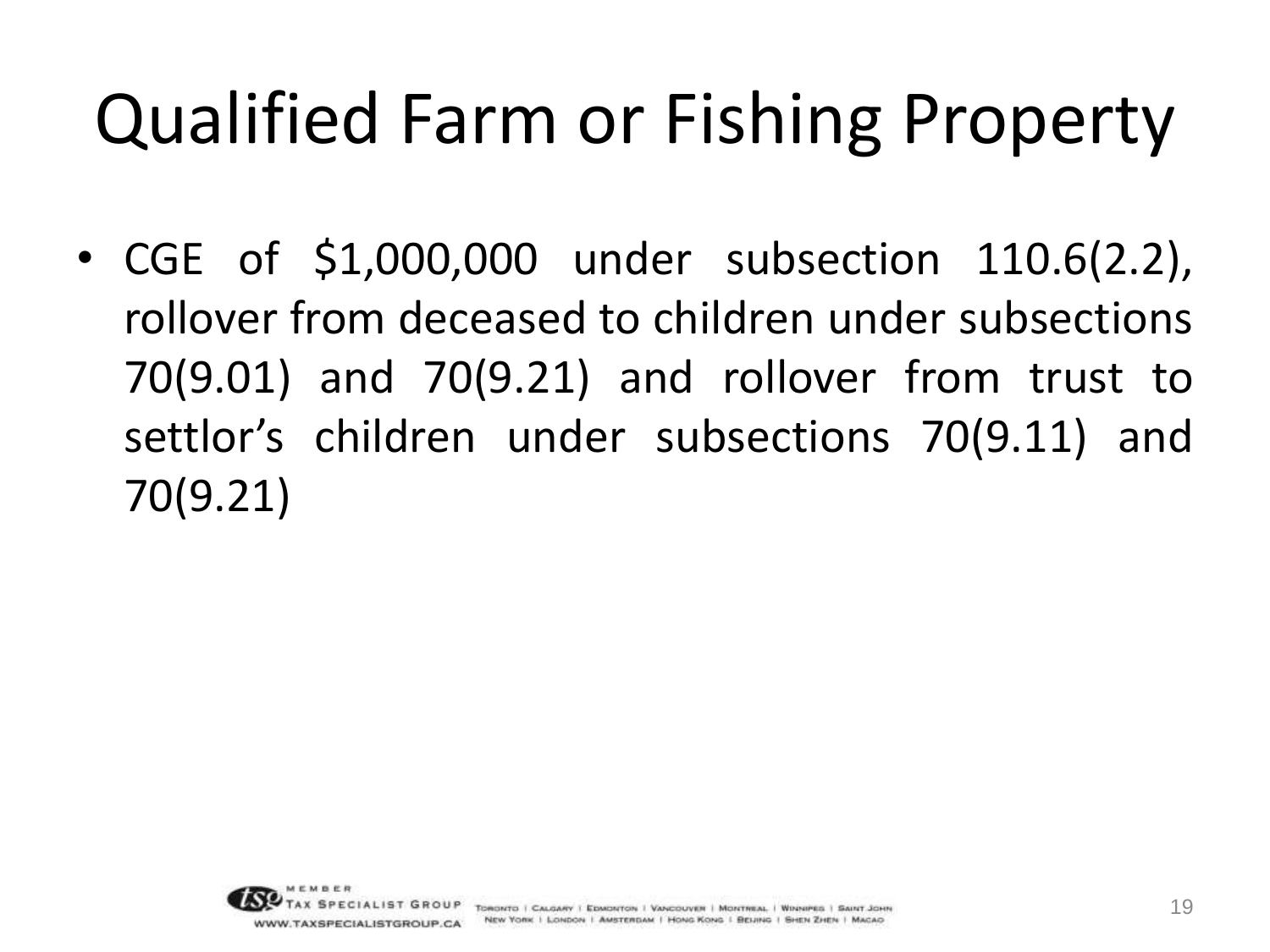# Qualified Farm or Fishing Property

- CGE of $1,000,000 under subsection 110.6(2.2), rollover from deceased to children under subsections 70(9.01) and 70(9.21) and rollover from trust to settlor's children under subsections 70(9.11) and 70(9.21)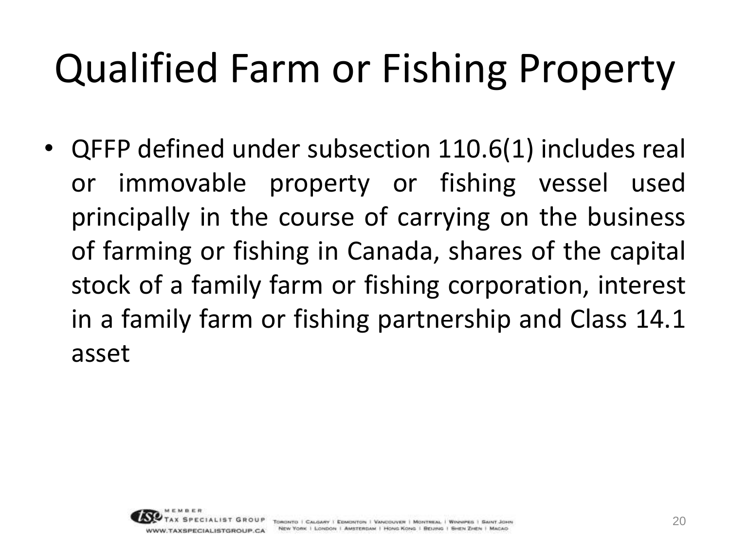# Qualified Farm or Fishing Property

- QFFP defined under subsection 110.6(1) includes real or immovable property or fishing vessel used principally in the course of carrying on the business of farming or fishing in Canada, shares of the capital stock of a family farm or fishing corporation, interest in a family farm or fishing partnership and Class 14.1 asset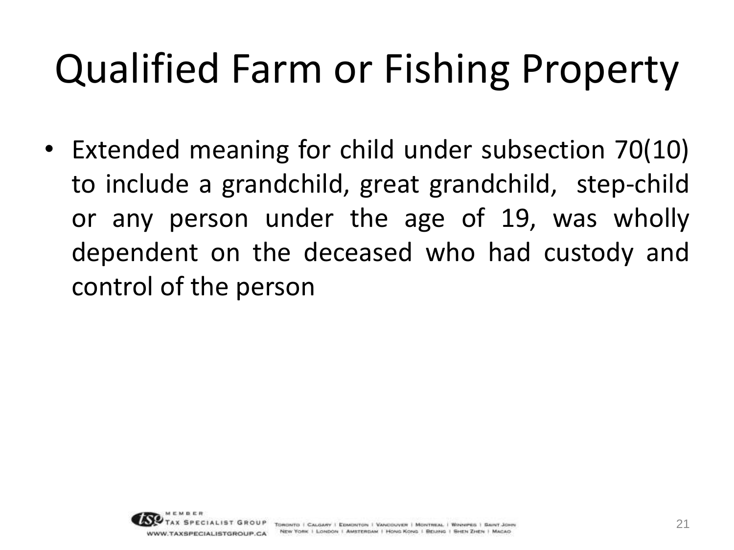# Qualified Farm or Fishing Property

- Extended meaning for child under subsection 70(10) to include a grandchild, great grandchild, step-child or any person under the age of 19, was wholly dependent on the deceased who had custody and control of the person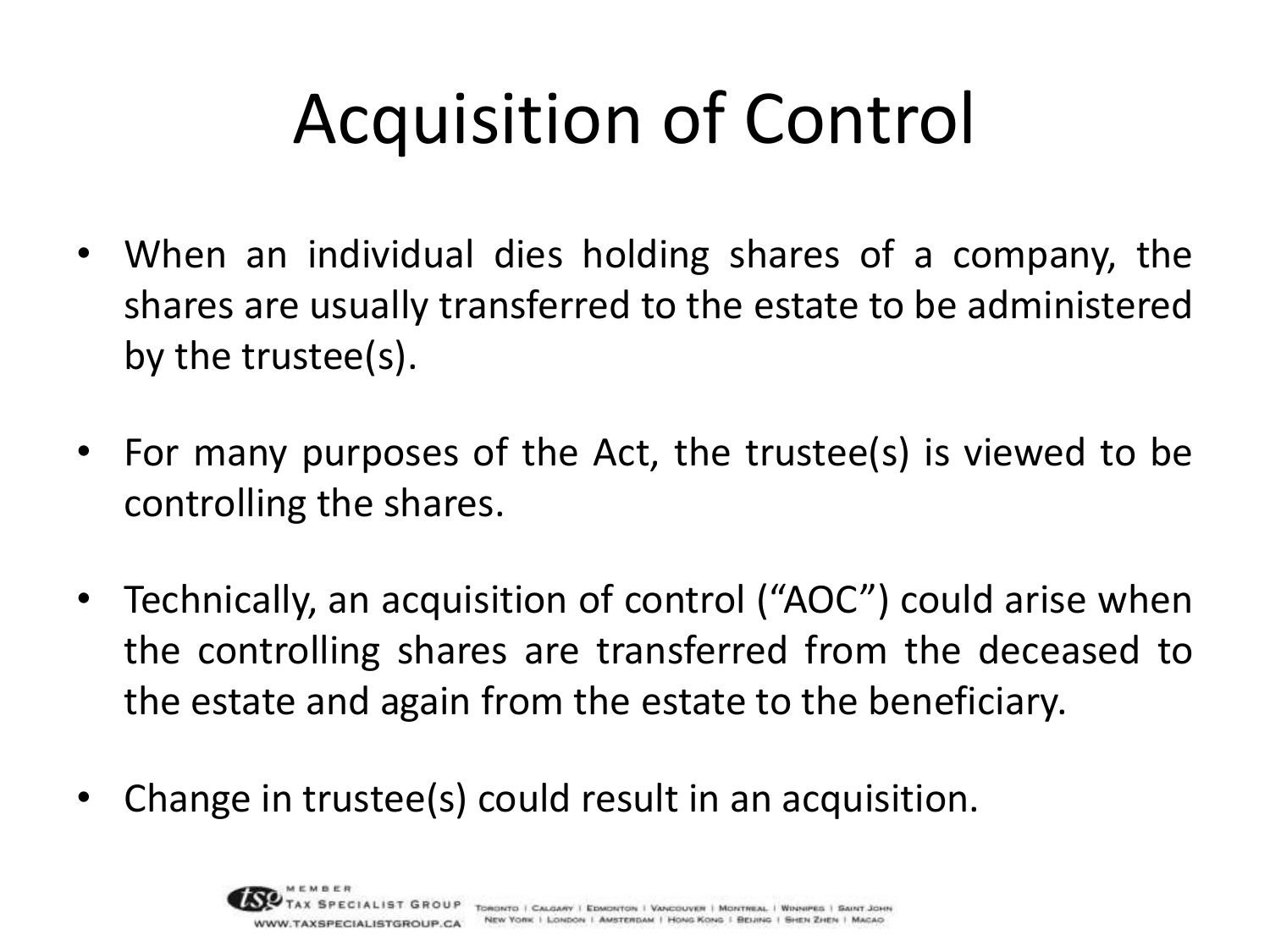# Acquisition of Control

- When an individual dies holding shares of a company, the shares are usually transferred to the estate to be administered by the trustee(s).
- For many purposes of the Act, the trustee(s) is viewed to be controlling the shares.
- Technically, an acquisition of control ("AOC") could arise when the controlling shares are transferred from the deceased to the estate and again from the estate to the beneficiary.
- Change in trustee(s) could result in an acquisition.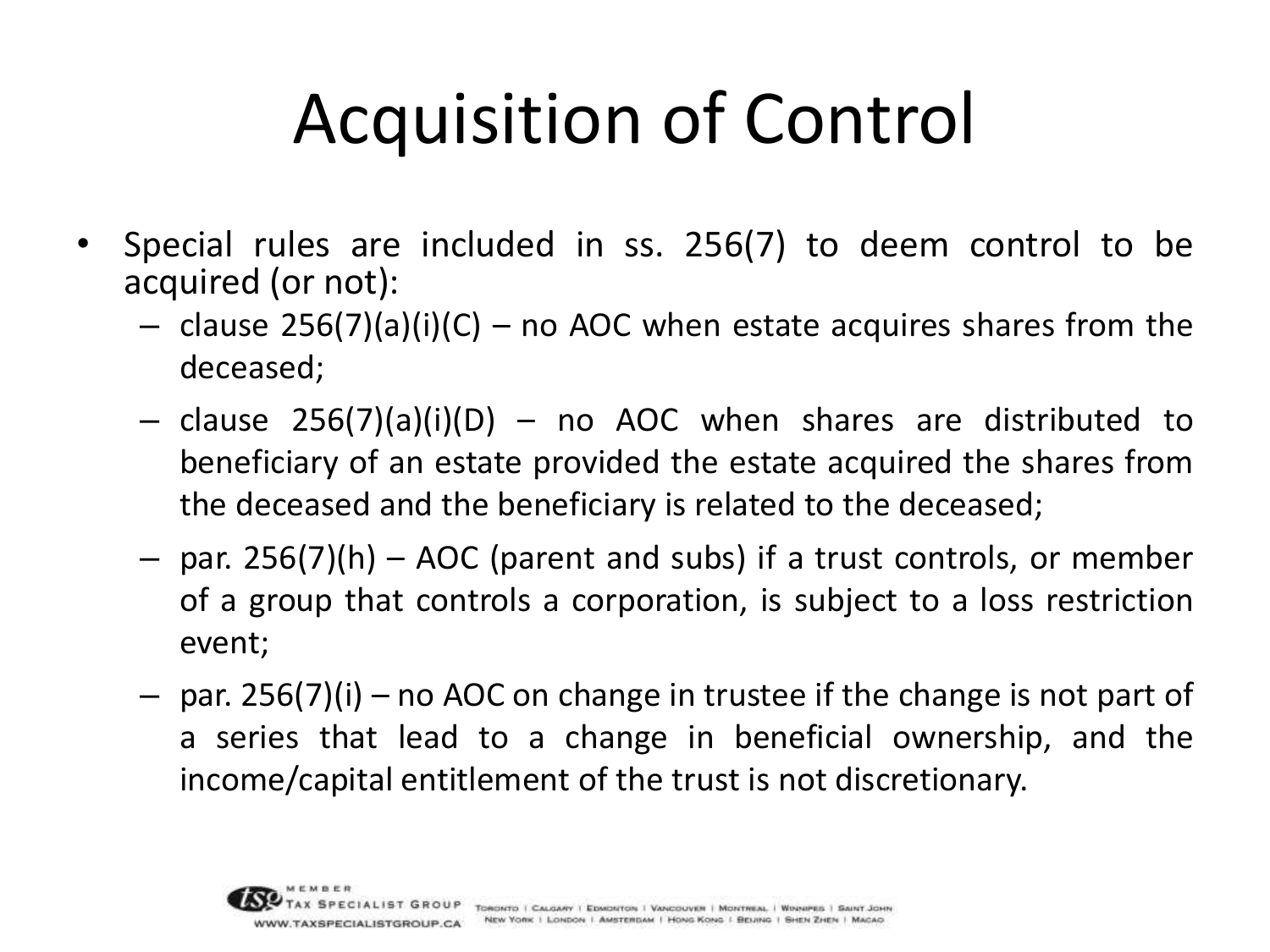# Acquisition of Control

- Special rules are included in ss. 256(7) to deem control to be acquired (or not):
  - clause 256(7)(a)(i)(C) – no AOC when estate acquires shares from the deceased;
  - clause 256(7)(a)(i)(D) – no AOC when shares are distributed to beneficiary of an estate provided the estate acquired the shares from the deceased and the beneficiary is related to the deceased;
  - par. 256(7)(h) – AOC (parent and subs) if a trust controls, or member of a group that controls a corporation, is subject to a loss restriction event;
  - par. 256(7)(i) – no AOC on change in trustee if the change is not part of a series that lead to a change in beneficial ownership, and the income/capital entitlement of the trust is not discretionary.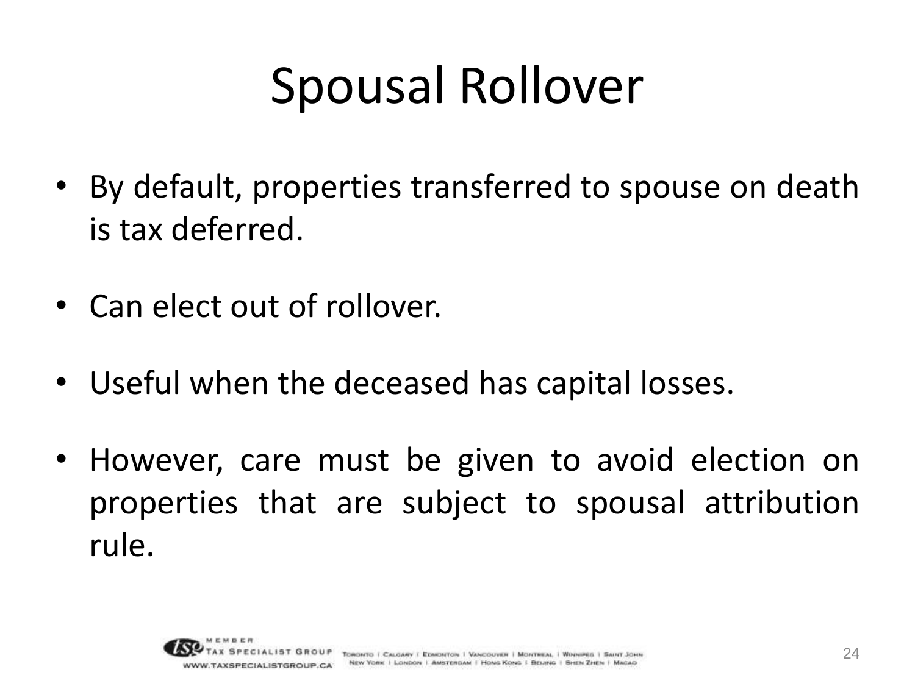# Spousal Rollover

- By default, properties transferred to spouse on death is tax deferred.
- Can elect out of rollover.
- Useful when the deceased has capital losses.
- However, care must be given to avoid election on properties that are subject to spousal attribution rule.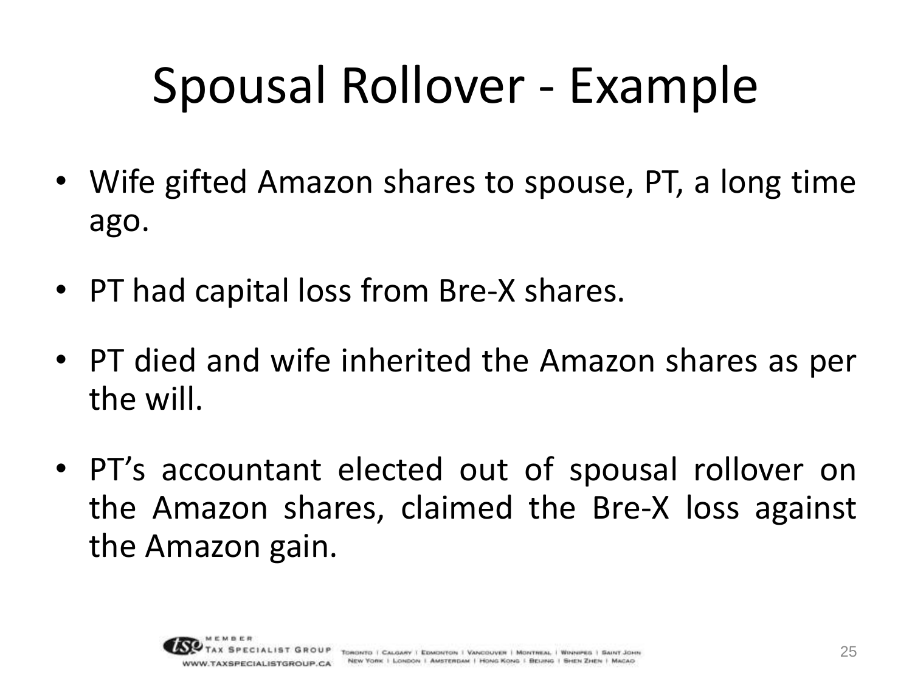# Spousal Rollover - Example

- Wife gifted Amazon shares to spouse, PT, a long time ago.
- PT had capital loss from Bre-X shares.
- PT died and wife inherited the Amazon shares as per the will.
- PT's accountant elected out of spousal rollover on the Amazon shares, claimed the Bre-X loss against the Amazon gain.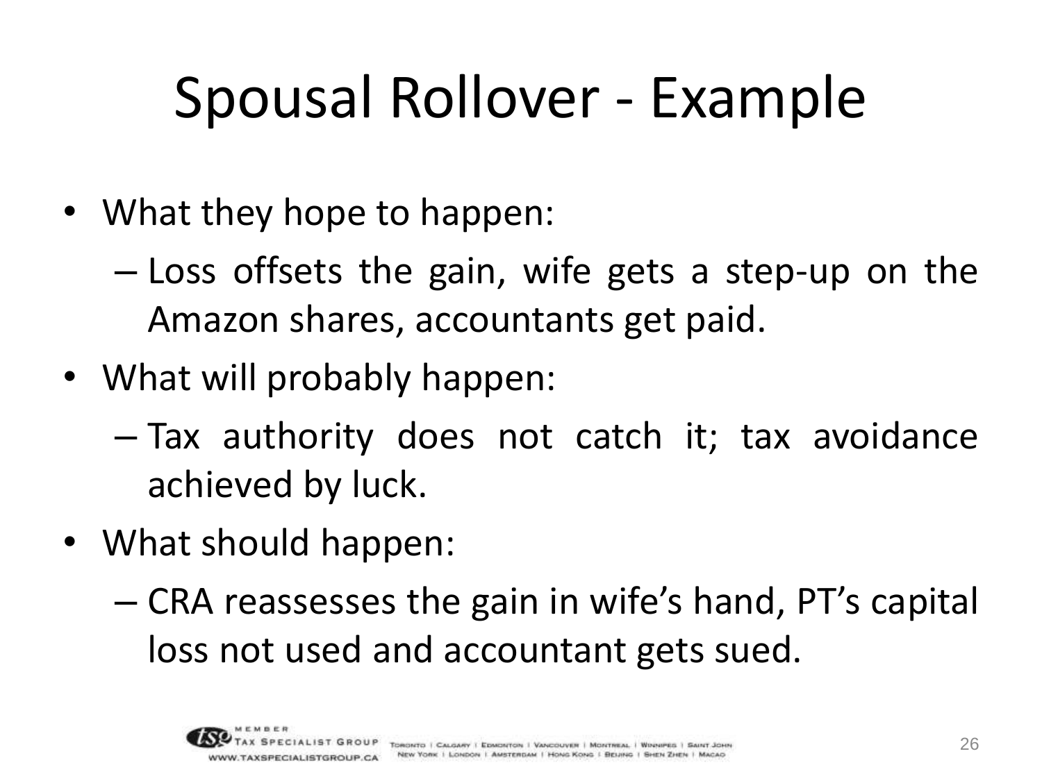# Spousal Rollover - Example

- What they hope to happen:
  - Loss offsets the gain, wife gets a step-up on the Amazon shares, accountants get paid.
- What will probably happen:
  - Tax authority does not catch it; tax avoidance achieved by luck.
- What should happen:
  - CRA reassesses the gain in wife's hand, PT's capital loss not used and accountant gets sued.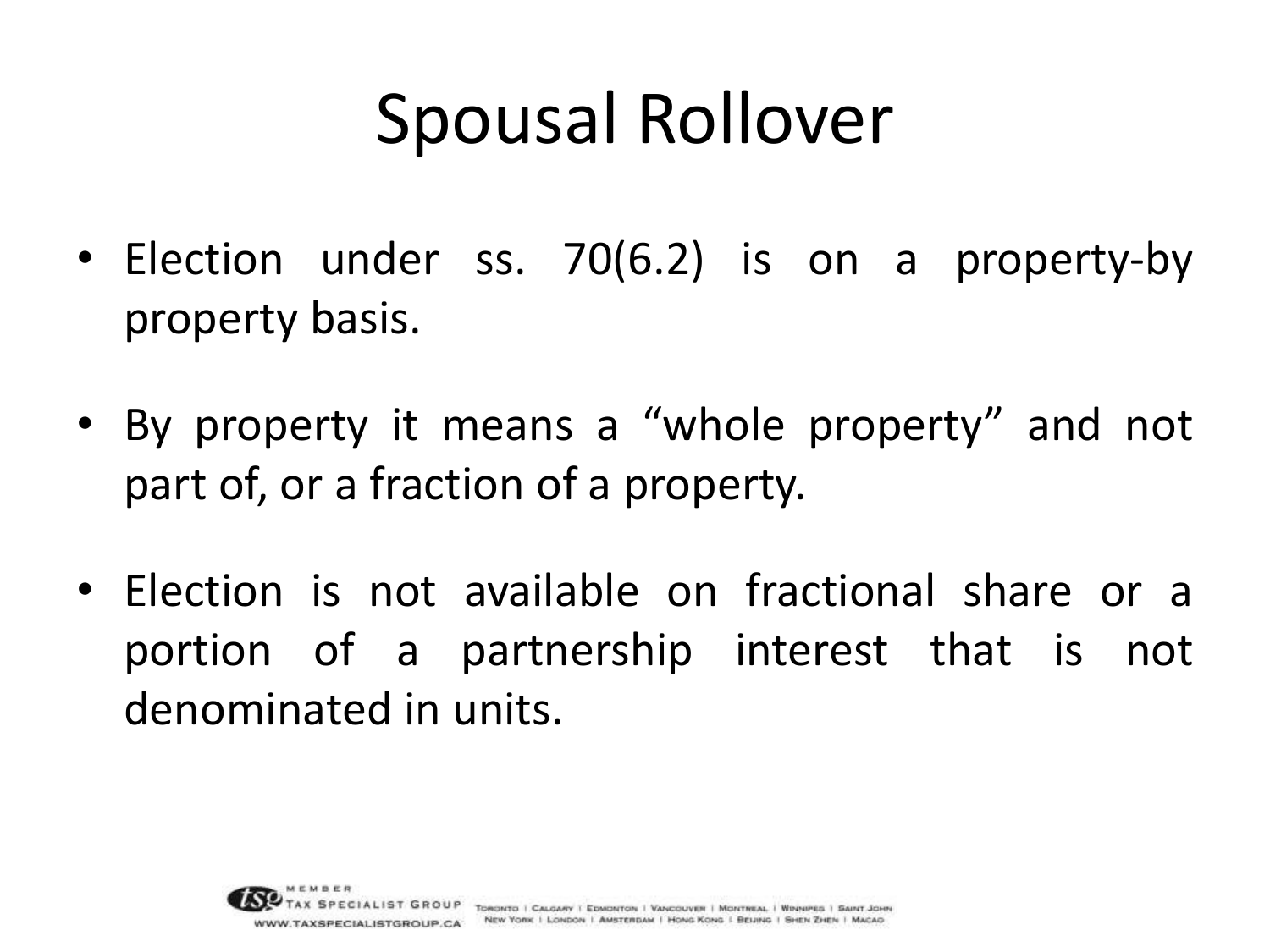# Spousal Rollover

- Election under ss. 70(6.2) is on a property-by property basis.
- By property it means a "whole property" and not part of, or a fraction of a property.
- Election is not available on fractional share or a portion of a partnership interest that is not denominated in units.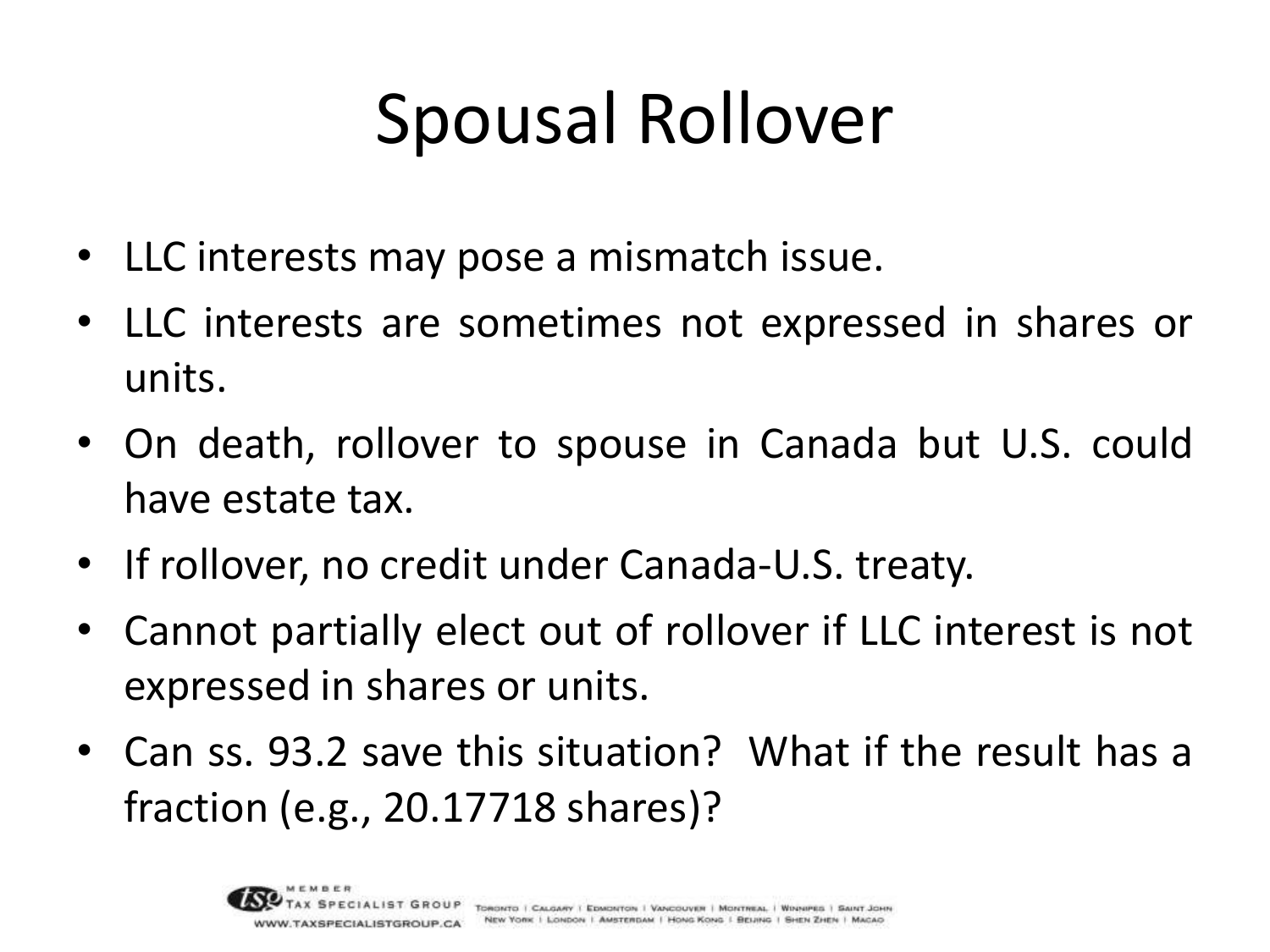# Spousal Rollover

- LLC interests may pose a mismatch issue.
- LLC interests are sometimes not expressed in shares or units.
- On death, rollover to spouse in Canada but U.S. could have estate tax.
- If rollover, no credit under Canada-U.S. treaty.
- Cannot partially elect out of rollover if LLC interest is not expressed in shares or units.
- Can ss. 93.2 save this situation? What if the result has a fraction (e.g., 20.17718 shares)?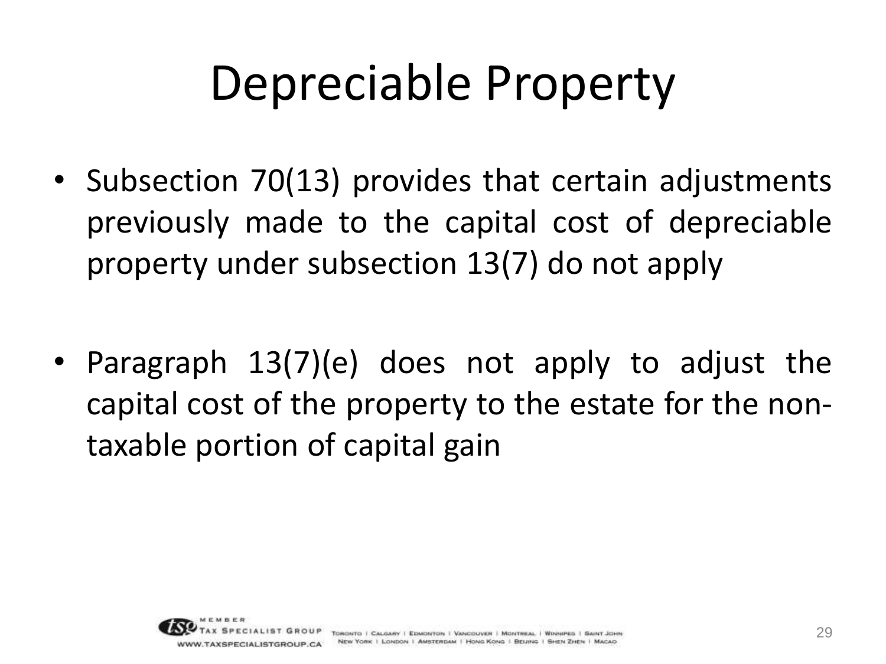# Depreciable Property

- Subsection 70(13) provides that certain adjustments previously made to the capital cost of depreciable property under subsection 13(7) do not apply
- Paragraph 13(7)(e) does not apply to adjust the capital cost of the property to the estate for the non-taxable portion of capital gain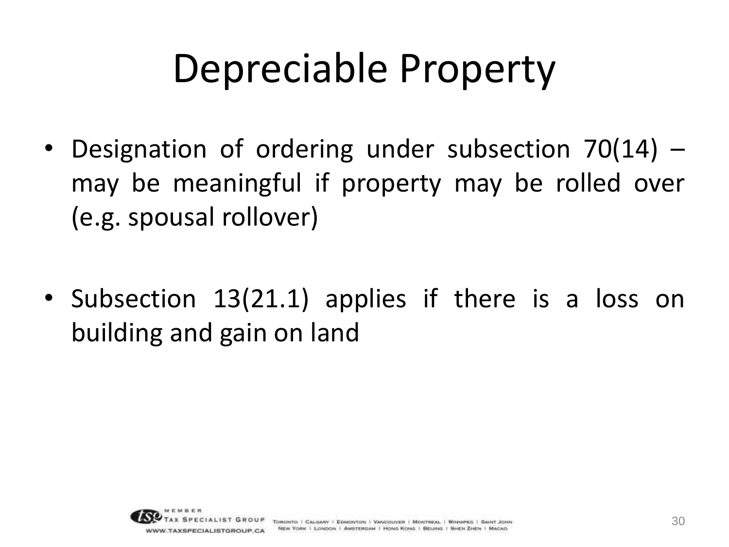# Depreciable Property

- Designation of ordering under subsection 70(14) – may be meaningful if property may be rolled over (e.g. spousal rollover)

- Subsection 13(21.1) applies if there is a loss on building and gain on land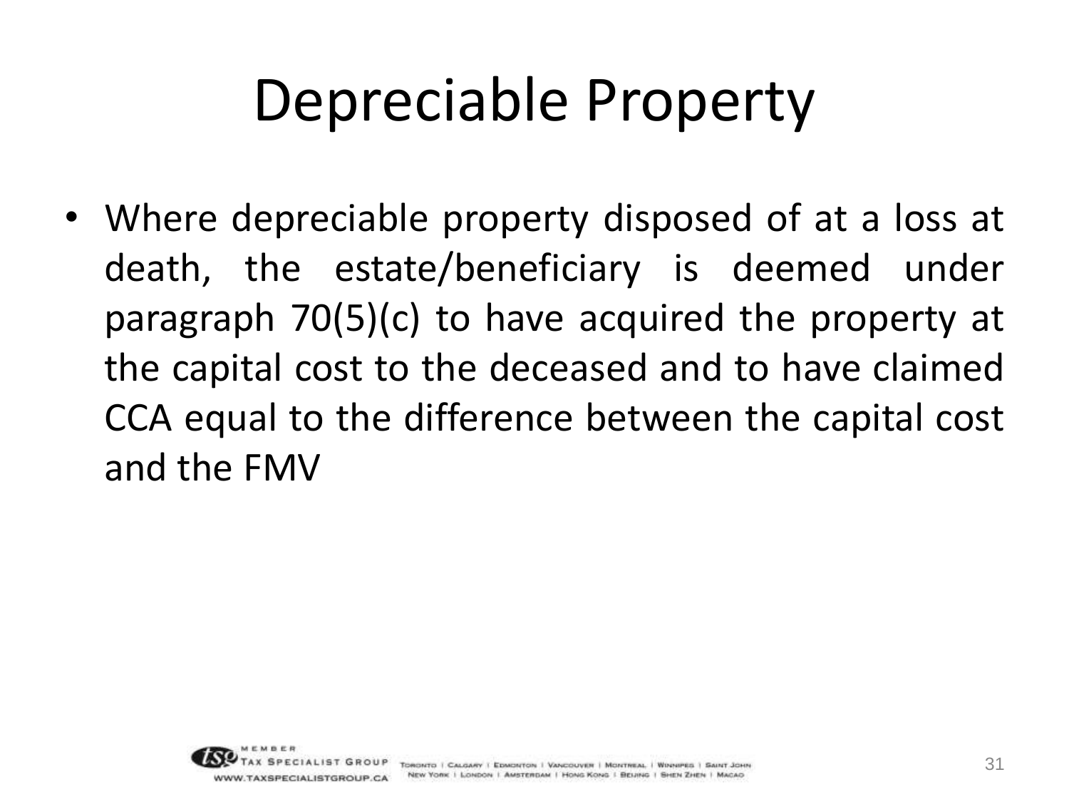# Depreciable Property

- Where depreciable property disposed of at a loss at death, the estate/beneficiary is deemed under paragraph 70(5)(c) to have acquired the property at the capital cost to the deceased and to have claimed CCA equal to the difference between the capital cost and the FMV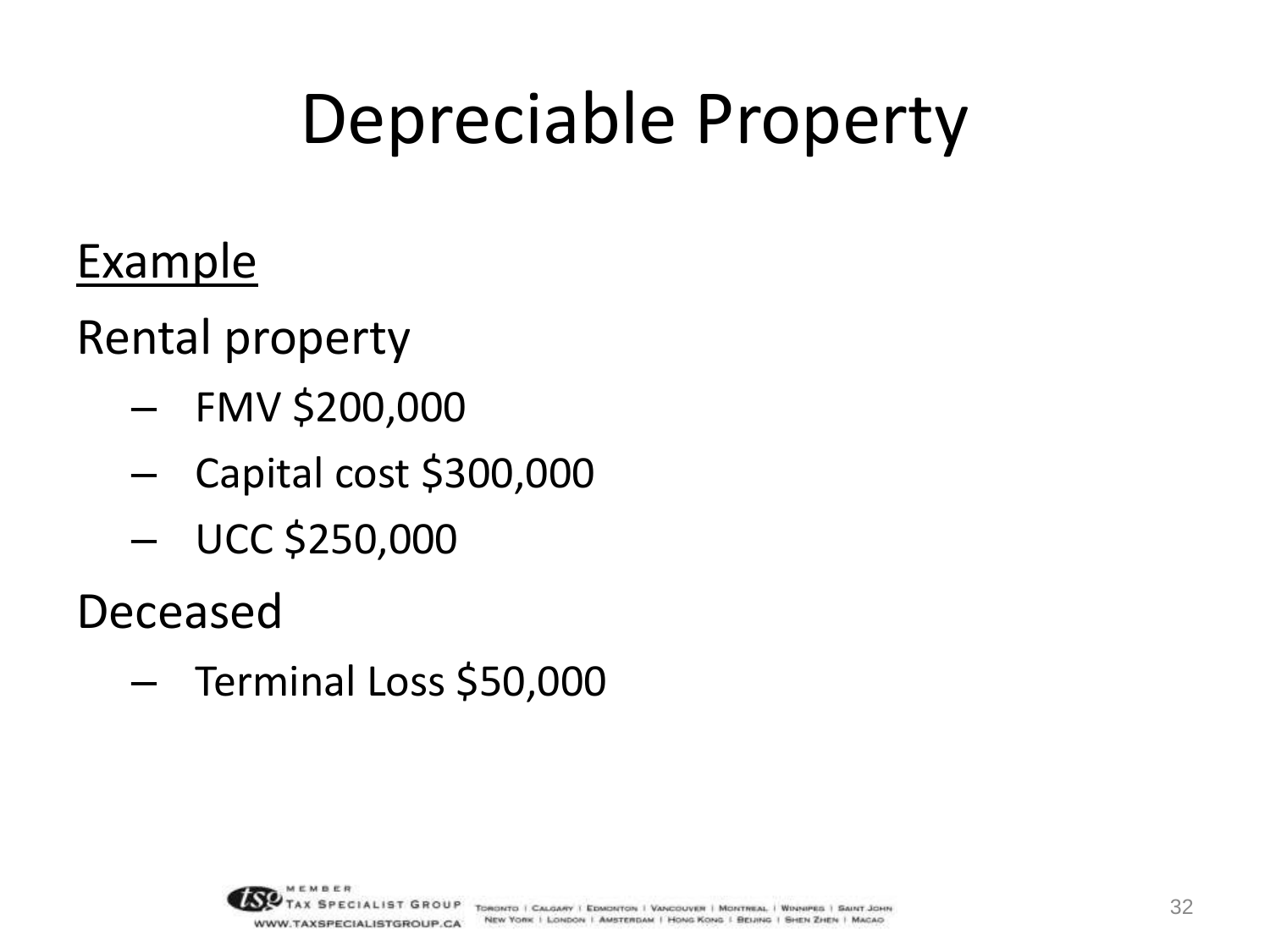# Depreciable Property

<u>Example</u>

Rental property

- FMV $200,000
- Capital cost $300,000
- UCC $250,000

Deceased

- Terminal Loss $50,000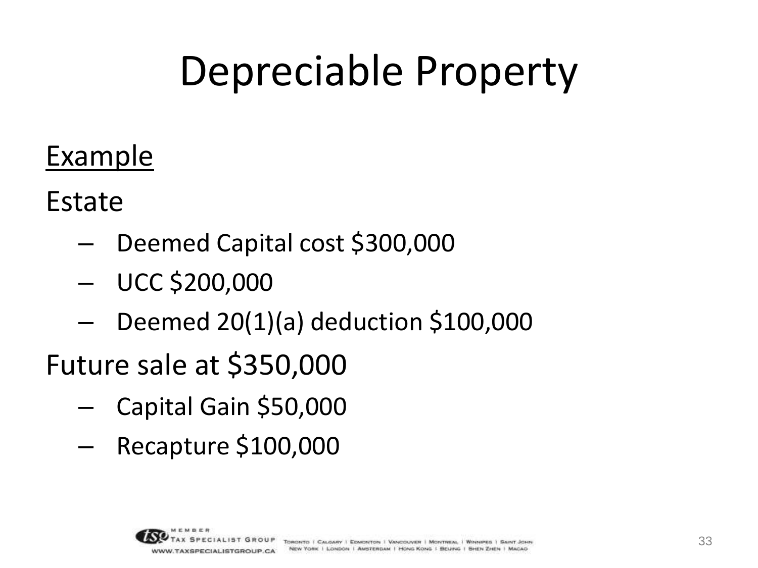# Depreciable Property

<u>Example</u>

Estate

- Deemed Capital cost $300,000
- UCC $200,000
- Deemed 20(1)(a) deduction $100,000

Future sale at $350,000

- Capital Gain $50,000
- Recapture $100,000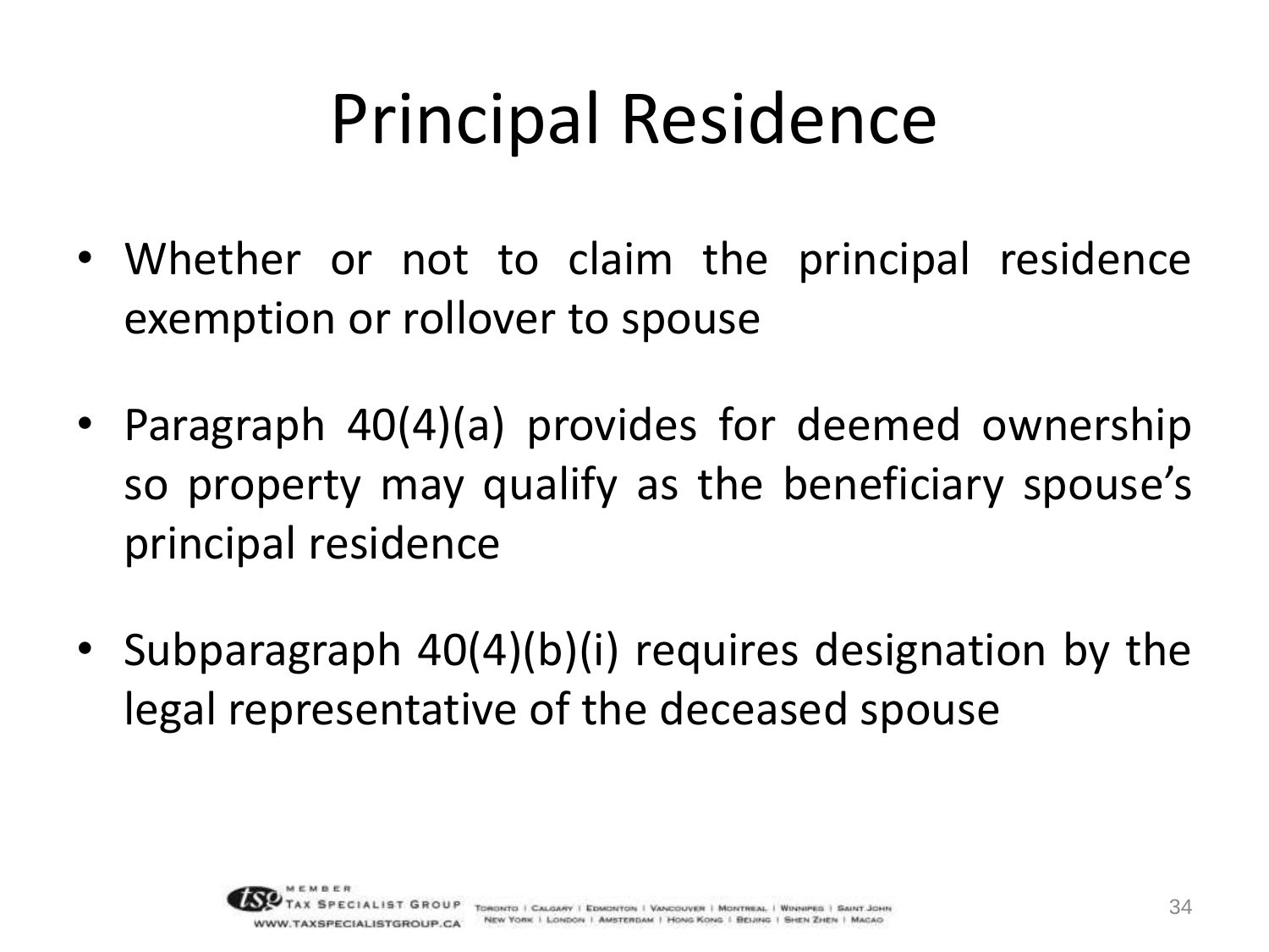# Principal Residence

- Whether or not to claim the principal residence exemption or rollover to spouse
- Paragraph 40(4)(a) provides for deemed ownership so property may qualify as the beneficiary spouse's principal residence
- Subparagraph 40(4)(b)(i) requires designation by the legal representative of the deceased spouse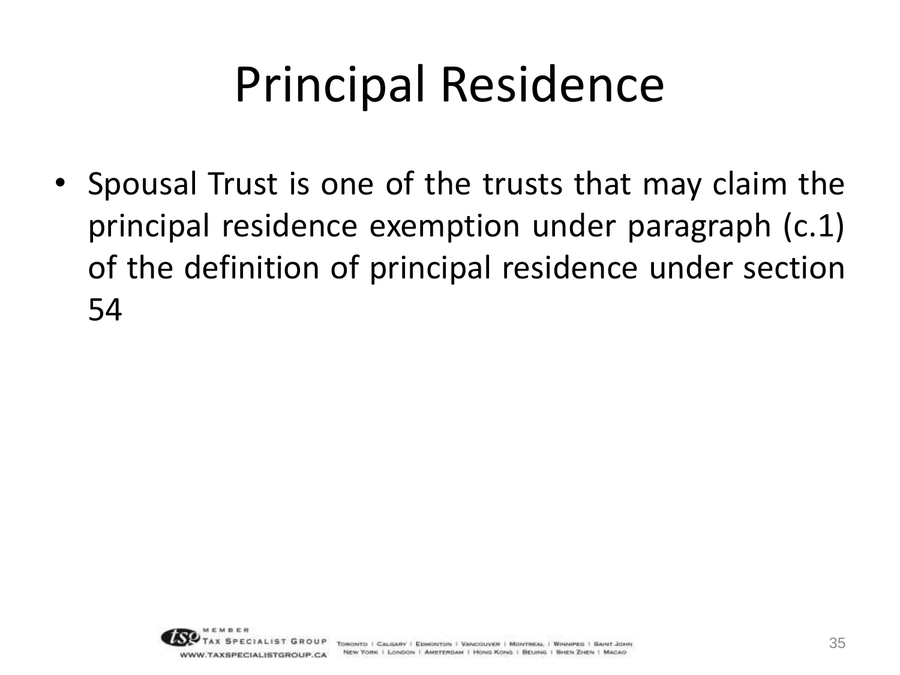# Principal Residence

- Spousal Trust is one of the trusts that may claim the principal residence exemption under paragraph (c.1) of the definition of principal residence under section 54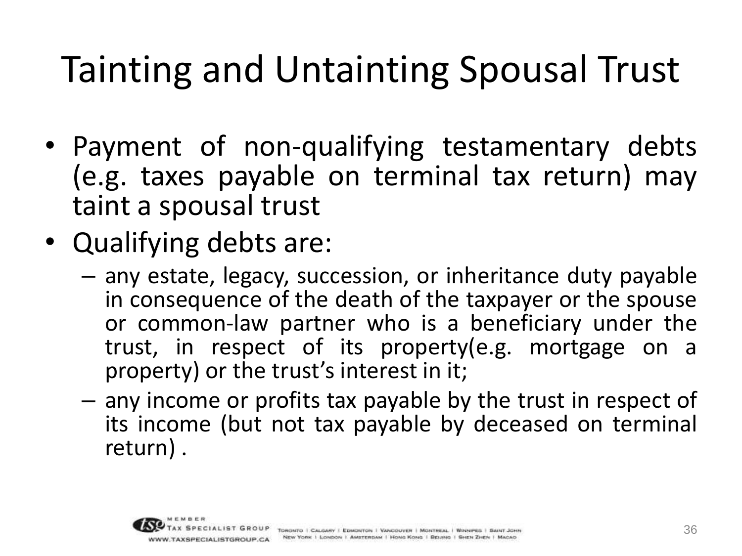# Tainting and Untainting Spousal Trust

- Payment of non-qualifying testamentary debts (e.g. taxes payable on terminal tax return) may taint a spousal trust
- Qualifying debts are:
  - any estate, legacy, succession, or inheritance duty payable in consequence of the death of the taxpayer or the spouse or common-law partner who is a beneficiary under the trust, in respect of its property(e.g. mortgage on a property) or the trust's interest in it;
  - any income or profits tax payable by the trust in respect of its income (but not tax payable by deceased on terminal return) .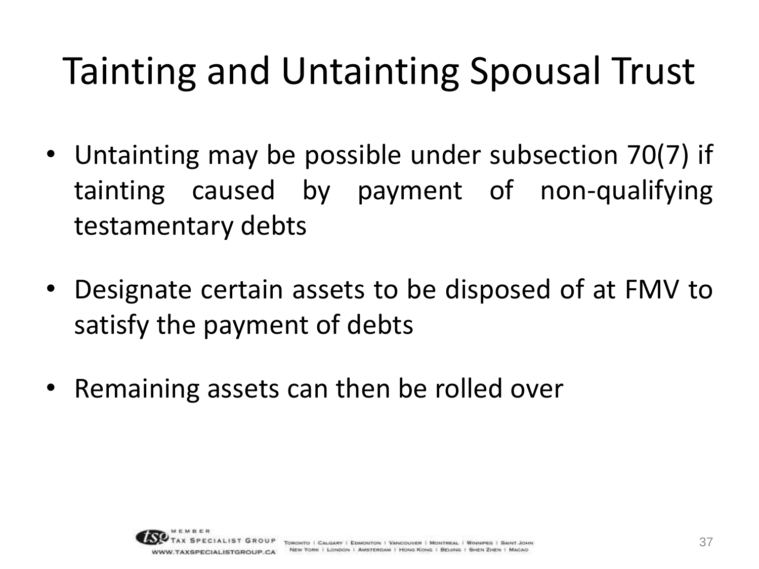# Tainting and Untainting Spousal Trust

- Untainting may be possible under subsection 70(7) if tainting caused by payment of non-qualifying testamentary debts
- Designate certain assets to be disposed of at FMV to satisfy the payment of debts
- Remaining assets can then be rolled over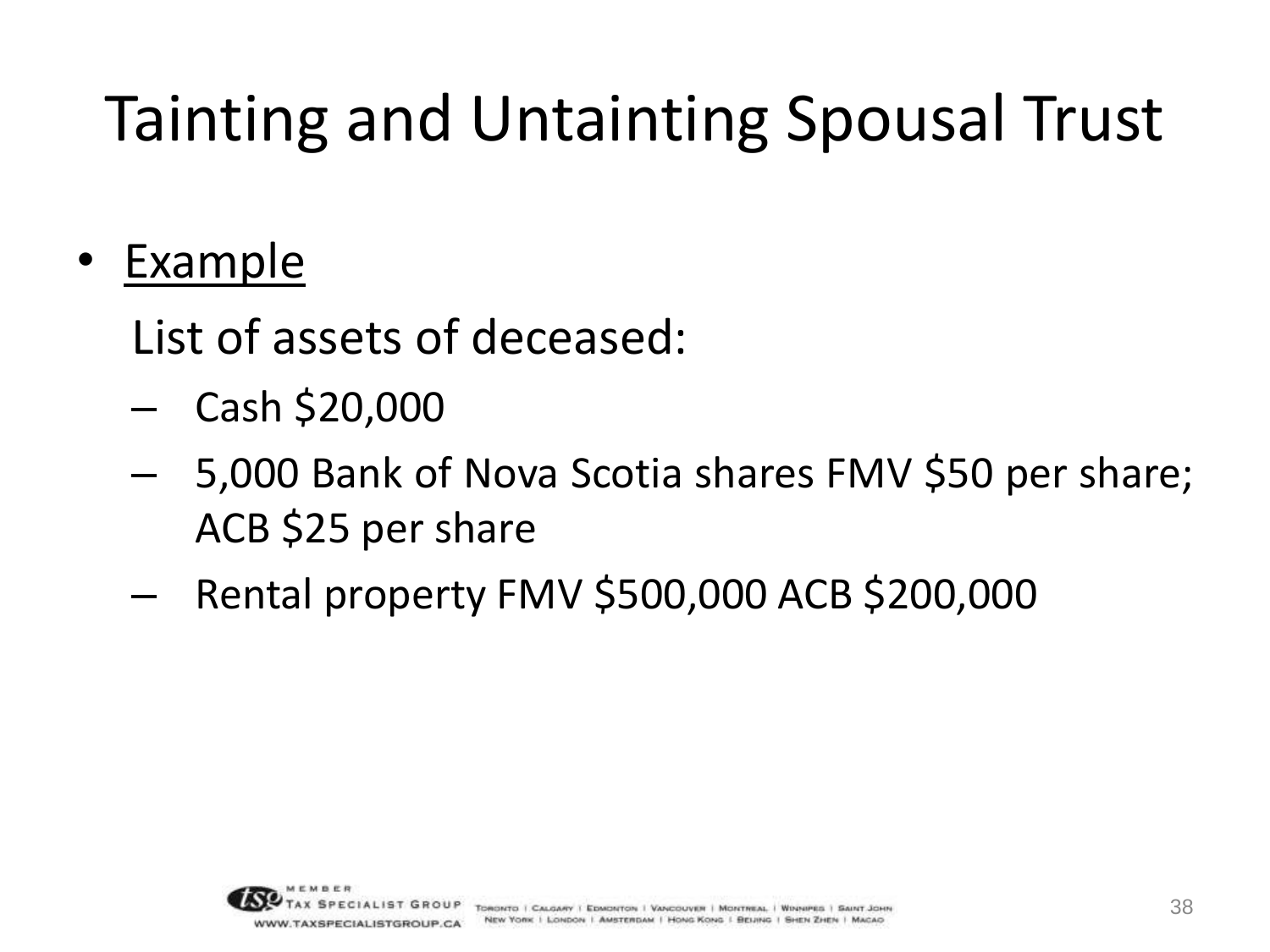# Tainting and Untainting Spousal Trust

- Example

  List of assets of deceased:

  - Cash $20,000
  - 5,000 Bank of Nova Scotia shares FMV $50 per share; ACB $25 per share
  - Rental property FMV $500,000 ACB $200,000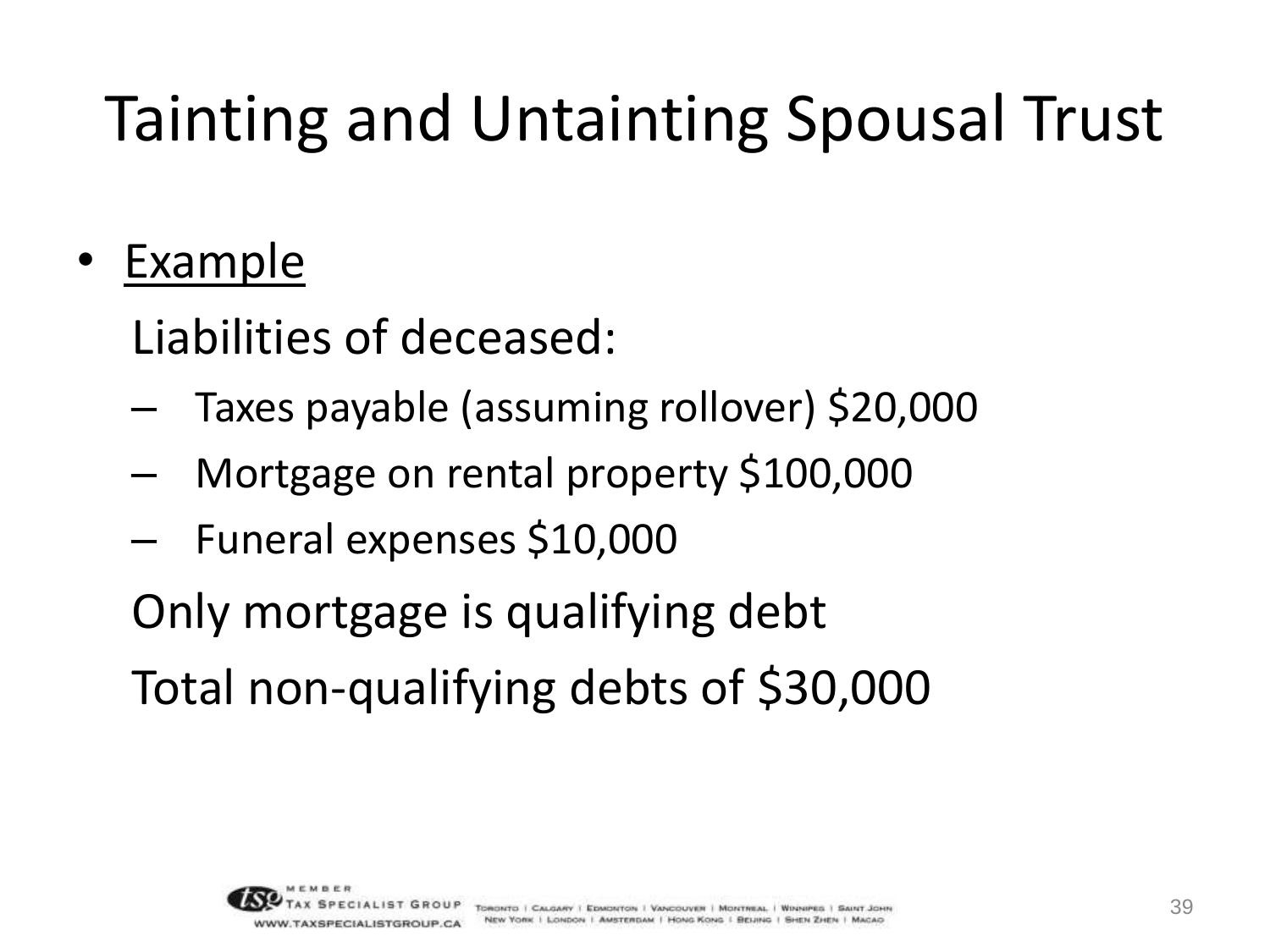# Tainting and Untainting Spousal Trust

- Example

  Liabilities of deceased:

  - Taxes payable (assuming rollover) $20,000
  - Mortgage on rental property $100,000
  - Funeral expenses $10,000

  Only mortgage is qualifying debt

  Total non-qualifying debts of $30,000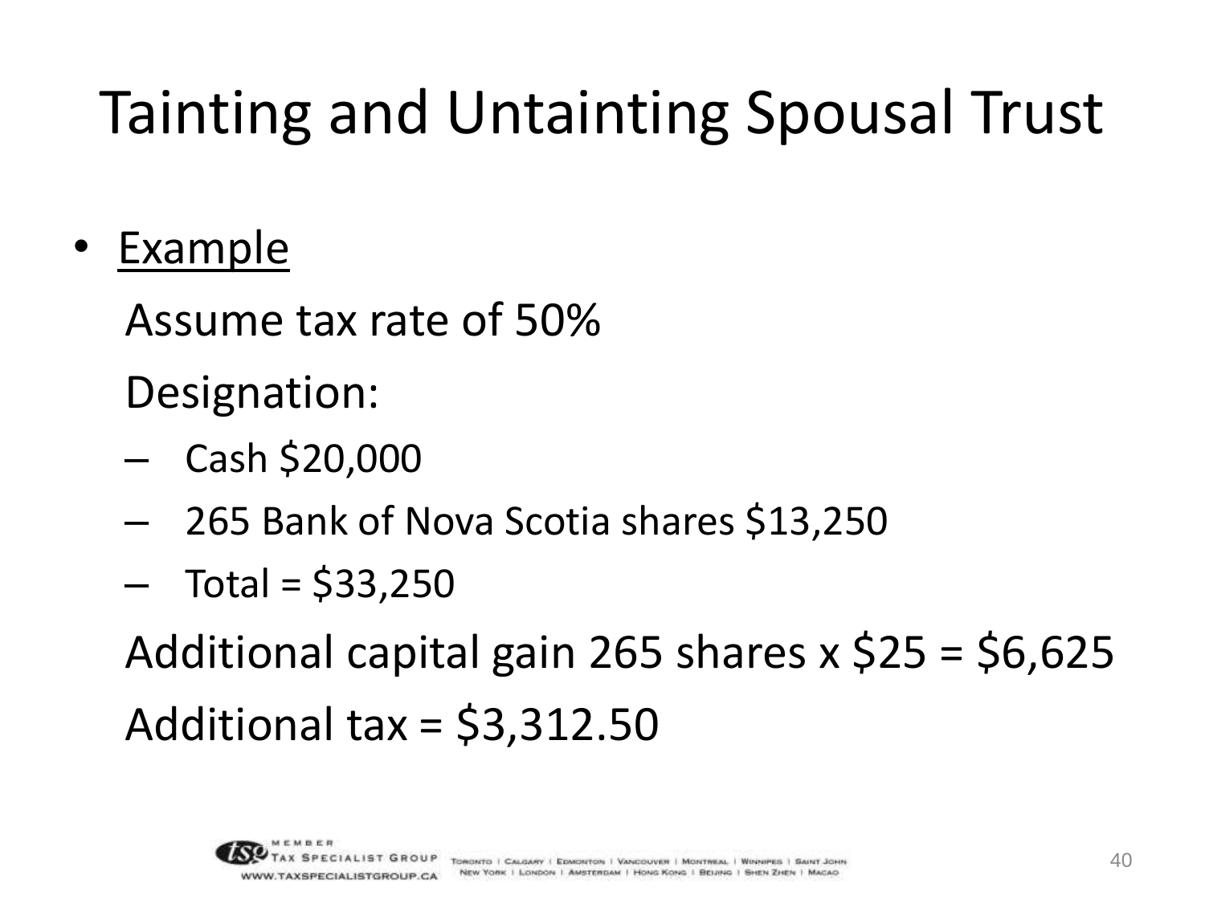# Tainting and Untainting Spousal Trust

- Example

  Assume tax rate of 50%

  Designation:

  - Cash $20,000
  - 265 Bank of Nova Scotia shares $13,250
  - Total = $33,250

  Additional capital gain 265 shares x $25 = $6,625

  Additional tax = $3,312.50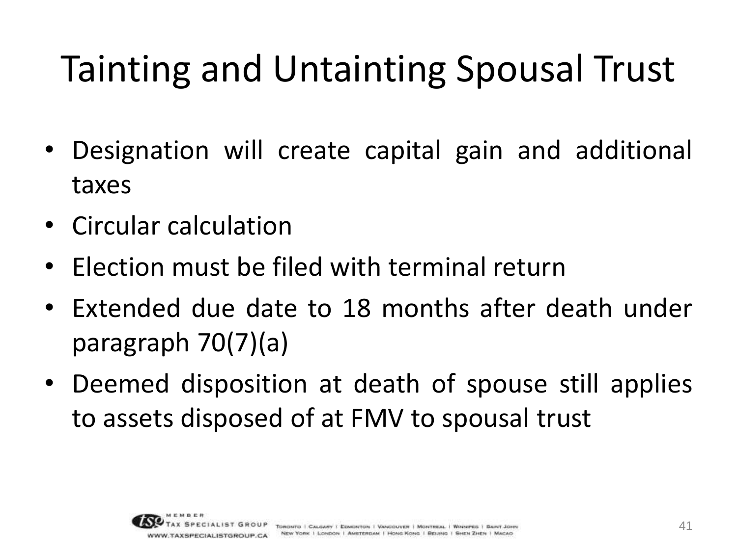# Tainting and Untainting Spousal Trust

- Designation will create capital gain and additional taxes
- Circular calculation
- Election must be filed with terminal return
- Extended due date to 18 months after death under paragraph 70(7)(a)
- Deemed disposition at death of spouse still applies to assets disposed of at FMV to spousal trust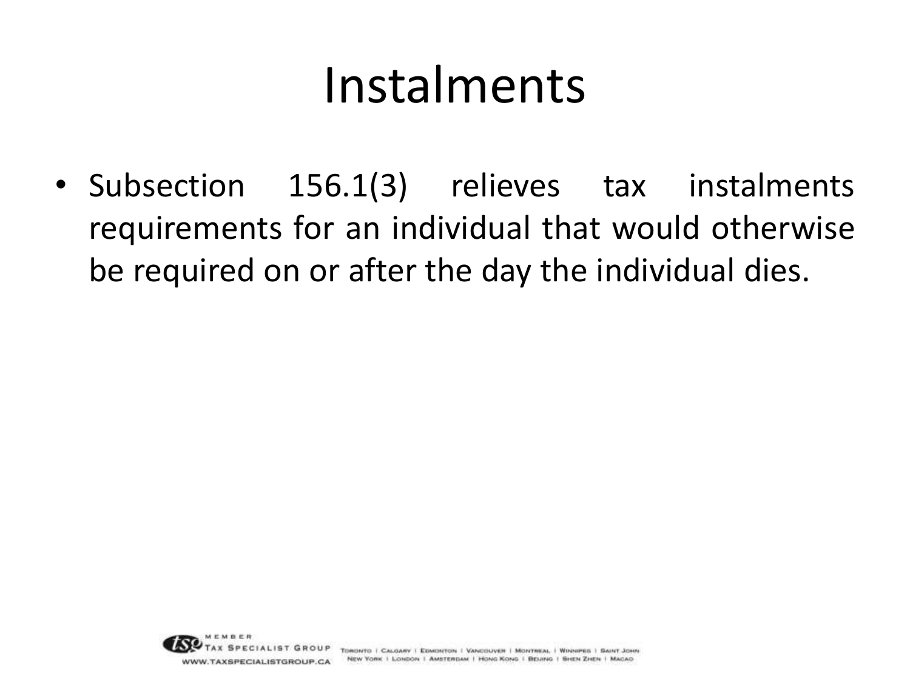# Instalments

- Subsection 156.1(3) relieves tax instalments requirements for an individual that would otherwise be required on or after the day the individual dies.